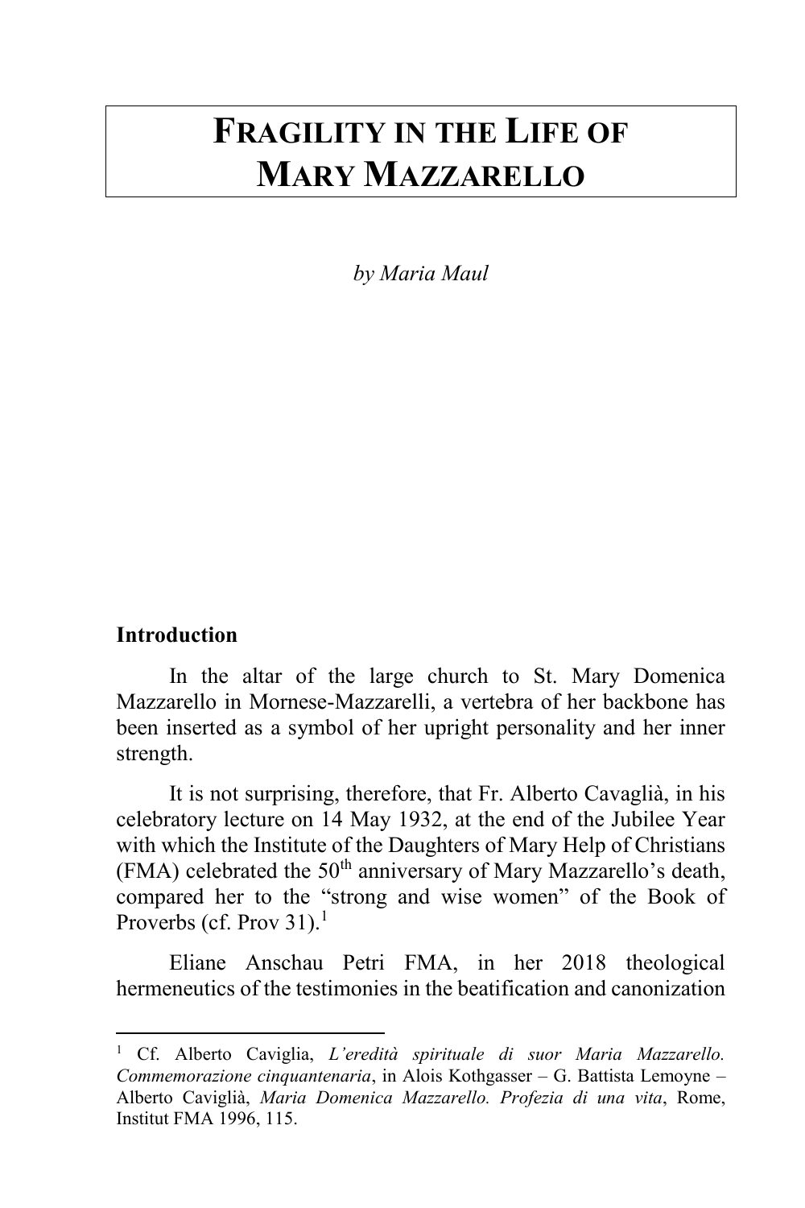# FRAGILITY IN THE LIFE OF MARY MAZZARELLO

*by Maria Maul*

## Introduction

In the altar of the large church to St. Mary Domenica Mazzarello in Mornese-Mazzarelli, a vertebra of her backbone has been inserted as a symbol of her upright personality and her inner strength.

It is not surprising, therefore, that Fr. Alberto Cavaglià, in his celebratory lecture on 14 May 1932, at the end of the Jubilee Year with which the Institute of the Daughters of Mary Help of Christians (FMA) celebrated the 50th anniversary of Mary Mazzarello's death, compared her to the "strong and wise women" of the Book of Proverbs (cf. Prov 31).[1]

Eliane Anschau Petri FMA, in her 2018 theological hermeneutics of the testimonies in the beatification and canonization

---

[1] Cf. Alberto Caviglia, *L'eredità spirituale di suor Maria Mazzarello. Commemorazione cinquantenaria*, in Alois Kothgasser – G. Battista Lemoyne – Alberto Cavaglià, *Maria Domenica Mazzarello. Profezia di una vita*, Rome, Institut FMA 1996, 115.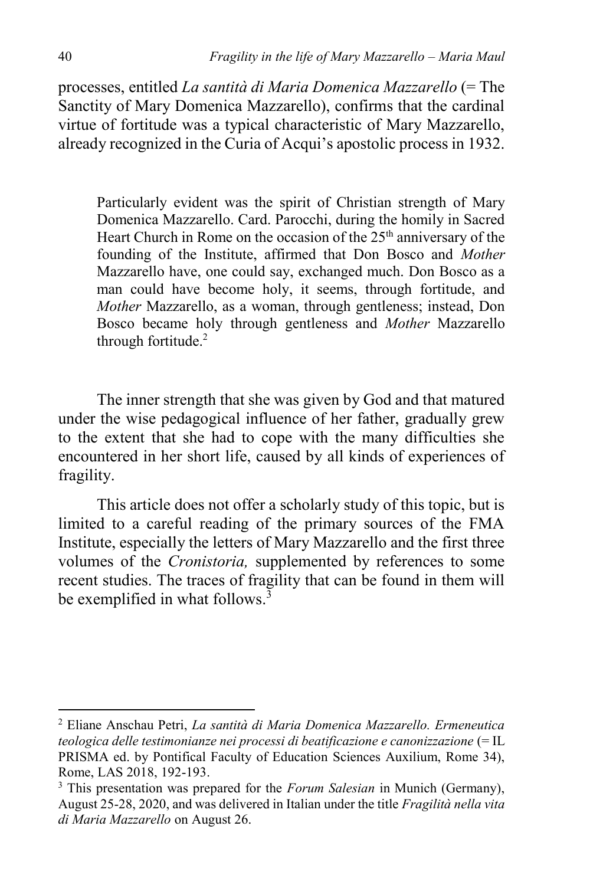processes, entitled *La santità di Maria Domenica Mazzarello* (= The Sanctity of Mary Domenica Mazzarello), confirms that the cardinal virtue of fortitude was a typical characteristic of Mary Mazzarello, already recognized in the Curia of Acqui's apostolic process in 1932.

> Particularly evident was the spirit of Christian strength of Mary Domenica Mazzarello. Card. Parocchi, during the homily in Sacred Heart Church in Rome on the occasion of the 25th anniversary of the founding of the Institute, affirmed that Don Bosco and *Mother* Mazzarello have, one could say, exchanged much. Don Bosco as a man could have become holy, it seems, through fortitude, and *Mother* Mazzarello, as a woman, through gentleness; instead, Don Bosco became holy through gentleness and *Mother* Mazzarello through fortitude.[2]

The inner strength that she was given by God and that matured under the wise pedagogical influence of her father, gradually grew to the extent that she had to cope with the many difficulties she encountered in her short life, caused by all kinds of experiences of fragility.

This article does not offer a scholarly study of this topic, but is limited to a careful reading of the primary sources of the FMA Institute, especially the letters of Mary Mazzarello and the first three volumes of the *Cronistoria,* supplemented by references to some recent studies. The traces of fragility that can be found in them will be exemplified in what follows.[3]

---

[2] Eliane Anschau Petri, *La santità di Maria Domenica Mazzarello. Ermeneutica teologica delle testimonianze nei processi di beatificazione e canonizzazione* (= IL PRISMA ed. by Pontifical Faculty of Education Sciences Auxilium, Rome 34), Rome, LAS 2018, 192-193.

[3] This presentation was prepared for the *Forum Salesian* in Munich (Germany), August 25-28, 2020, and was delivered in Italian under the title *Fragilità nella vita di Maria Mazzarello* on August 26.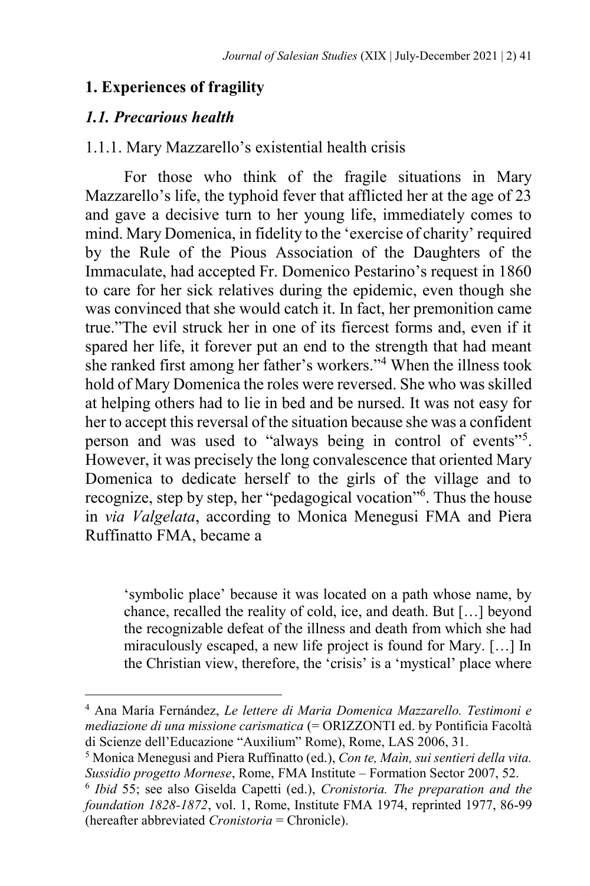## 1. Experiences of fragility

### *1.1. Precarious health*

1.1.1. Mary Mazzarello's existential health crisis

For those who think of the fragile situations in Mary Mazzarello's life, the typhoid fever that afflicted her at the age of 23 and gave a decisive turn to her young life, immediately comes to mind. Mary Domenica, in fidelity to the 'exercise of charity' required by the Rule of the Pious Association of the Daughters of the Immaculate, had accepted Fr. Domenico Pestarino's request in 1860 to care for her sick relatives during the epidemic, even though she was convinced that she would catch it. In fact, her premonition came true."The evil struck her in one of its fiercest forms and, even if it spared her life, it forever put an end to the strength that had meant she ranked first among her father's workers."[4] When the illness took hold of Mary Domenica the roles were reversed. She who was skilled at helping others had to lie in bed and be nursed. It was not easy for her to accept this reversal of the situation because she was a confident person and was used to "always being in control of events"[5]. However, it was precisely the long convalescence that oriented Mary Domenica to dedicate herself to the girls of the village and to recognize, step by step, her "pedagogical vocation"[6]. Thus the house in *via Valgelata*, according to Monica Menegusi FMA and Piera Ruffinatto FMA, became a

> 'symbolic place' because it was located on a path whose name, by chance, recalled the reality of cold, ice, and death. But […] beyond the recognizable defeat of the illness and death from which she had miraculously escaped, a new life project is found for Mary. […] In the Christian view, therefore, the 'crisis' is a 'mystical' place where

---

[4] Ana María Fernández, *Le lettere di Maria Domenica Mazzarello. Testimoni e mediazione di una missione carismatica* (= ORIZZONTI ed. by Pontificia Facoltà di Scienze dell'Educazione "Auxilium" Rome), Rome, LAS 2006, 31.

[5] Monica Menegusi and Piera Ruffinatto (ed.), *Con te, Maìn, sui sentieri della vita. Sussidio progetto Mornese*, Rome, FMA Institute – Formation Sector 2007, 52.

[6] *Ibid* 55; see also Giselda Capetti (ed.), *Cronistoria. The preparation and the foundation 1828-1872*, vol. 1, Rome, Institute FMA 1974, reprinted 1977, 86-99 (hereafter abbreviated *Cronistoria* = Chronicle).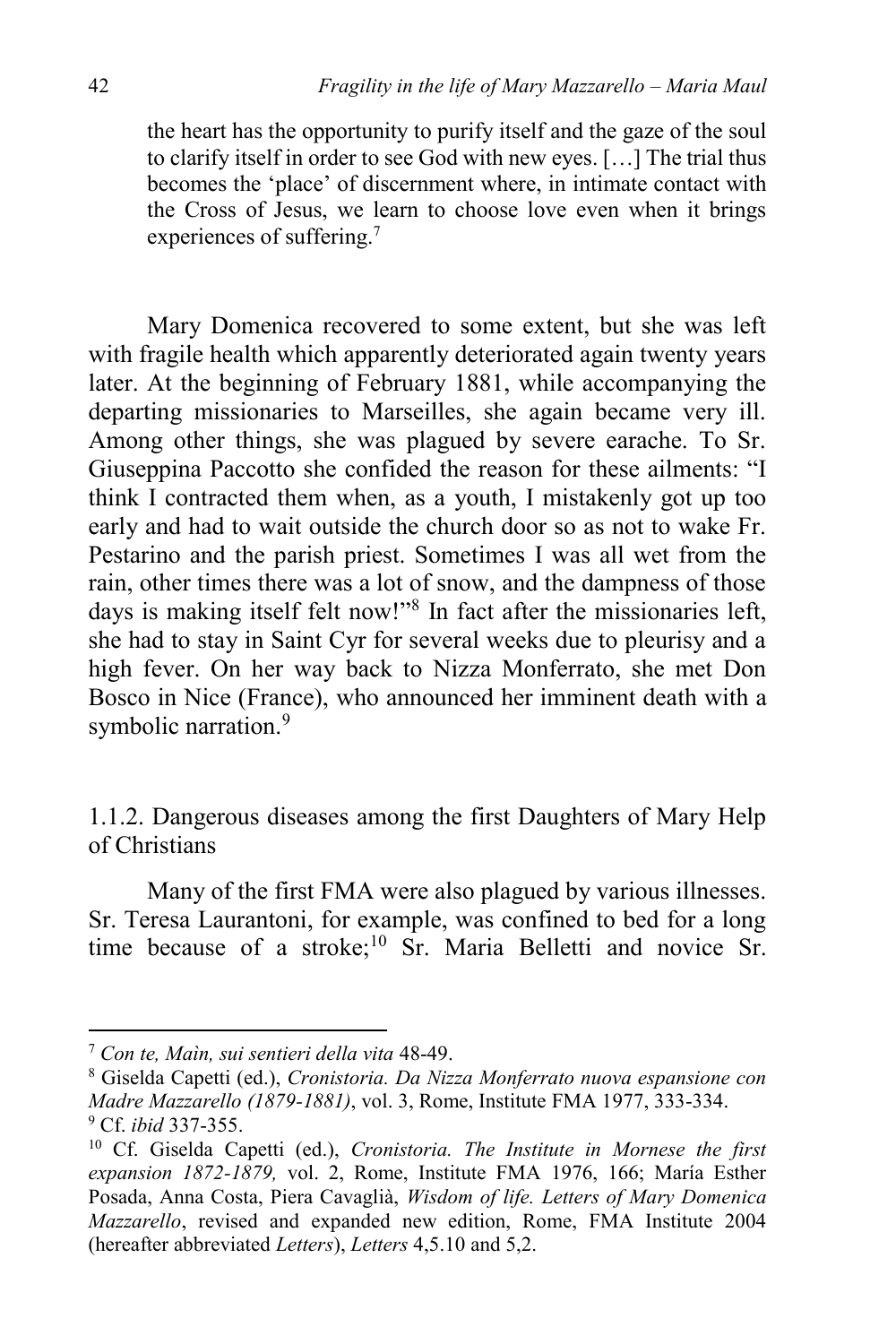> the heart has the opportunity to purify itself and the gaze of the soul to clarify itself in order to see God with new eyes. […] The trial thus becomes the 'place' of discernment where, in intimate contact with the Cross of Jesus, we learn to choose love even when it brings experiences of suffering.[7]

Mary Domenica recovered to some extent, but she was left with fragile health which apparently deteriorated again twenty years later. At the beginning of February 1881, while accompanying the departing missionaries to Marseilles, she again became very ill. Among other things, she was plagued by severe earache. To Sr. Giuseppina Paccotto she confided the reason for these ailments: "I think I contracted them when, as a youth, I mistakenly got up too early and had to wait outside the church door so as not to wake Fr. Pestarino and the parish priest. Sometimes I was all wet from the rain, other times there was a lot of snow, and the dampness of those days is making itself felt now!"[8] In fact after the missionaries left, she had to stay in Saint Cyr for several weeks due to pleurisy and a high fever. On her way back to Nizza Monferrato, she met Don Bosco in Nice (France), who announced her imminent death with a symbolic narration.[9]

### 1.1.2. Dangerous diseases among the first Daughters of Mary Help of Christians

Many of the first FMA were also plagued by various illnesses. Sr. Teresa Laurantoni, for example, was confined to bed for a long time because of a stroke;[10] Sr. Maria Belletti and novice Sr.

---

[7] *Con te, Maìn, sui sentieri della vita* 48-49.

[8] Giselda Capetti (ed.), *Cronistoria. Da Nizza Monferrato nuova espansione con Madre Mazzarello (1879-1881)*, vol. 3, Rome, Institute FMA 1977, 333-334.

[9] Cf. *ibid* 337-355.

[10] Cf. Giselda Capetti (ed.), *Cronistoria. The Institute in Mornese the first expansion 1872-1879,* vol. 2, Rome, Institute FMA 1976, 166; María Esther Posada, Anna Costa, Piera Cavaglià, *Wisdom of life. Letters of Mary Domenica Mazzarello*, revised and expanded new edition, Rome, FMA Institute 2004 (hereafter abbreviated *Letters*), *Letters* 4,5.10 and 5,2.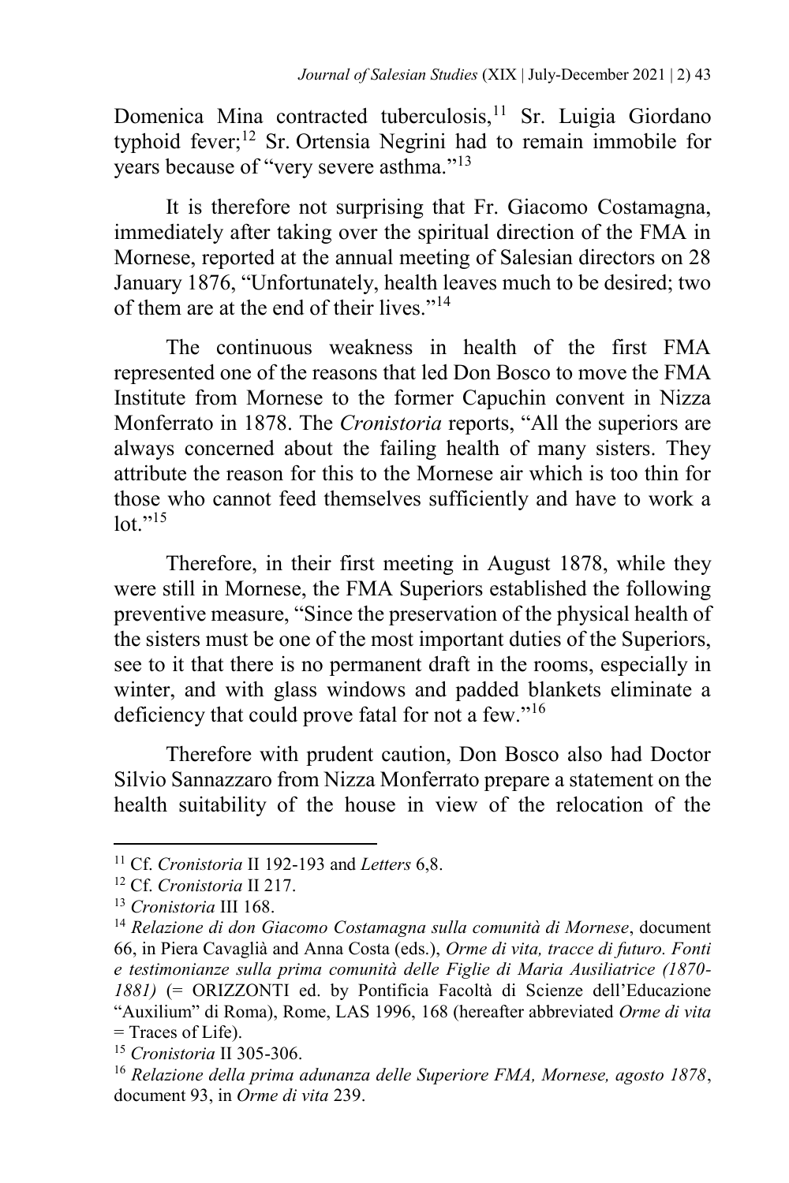Domenica Mina contracted tuberculosis,[11] Sr. Luigia Giordano typhoid fever;[12] Sr. Ortensia Negrini had to remain immobile for years because of "very severe asthma."[13]

It is therefore not surprising that Fr. Giacomo Costamagna, immediately after taking over the spiritual direction of the FMA in Mornese, reported at the annual meeting of Salesian directors on 28 January 1876, "Unfortunately, health leaves much to be desired; two of them are at the end of their lives."[14]

The continuous weakness in health of the first FMA represented one of the reasons that led Don Bosco to move the FMA Institute from Mornese to the former Capuchin convent in Nizza Monferrato in 1878. The *Cronistoria* reports, "All the superiors are always concerned about the failing health of many sisters. They attribute the reason for this to the Mornese air which is too thin for those who cannot feed themselves sufficiently and have to work a lot."[15]

Therefore, in their first meeting in August 1878, while they were still in Mornese, the FMA Superiors established the following preventive measure, "Since the preservation of the physical health of the sisters must be one of the most important duties of the Superiors, see to it that there is no permanent draft in the rooms, especially in winter, and with glass windows and padded blankets eliminate a deficiency that could prove fatal for not a few."[16]

Therefore with prudent caution, Don Bosco also had Doctor Silvio Sannazzaro from Nizza Monferrato prepare a statement on the health suitability of the house in view of the relocation of the

---

[11] Cf. *Cronistoria* II 192-193 and *Letters* 6,8.

[12] Cf. *Cronistoria* II 217.

[13] *Cronistoria* III 168.

[14] *Relazione di don Giacomo Costamagna sulla comunità di Mornese*, document 66, in Piera Cavaglià and Anna Costa (eds.), *Orme di vita, tracce di futuro. Fonti e testimonianze sulla prima comunità delle Figlie di Maria Ausiliatrice (1870-1881)* (= ORIZZONTI ed. by Pontificia Facoltà di Scienze dell'Educazione "Auxilium" di Roma), Rome, LAS 1996, 168 (hereafter abbreviated *Orme di vita* = Traces of Life).

[15] *Cronistoria* II 305-306.

[16] *Relazione della prima adunanza delle Superiore FMA, Mornese, agosto 1878*, document 93, in *Orme di vita* 239.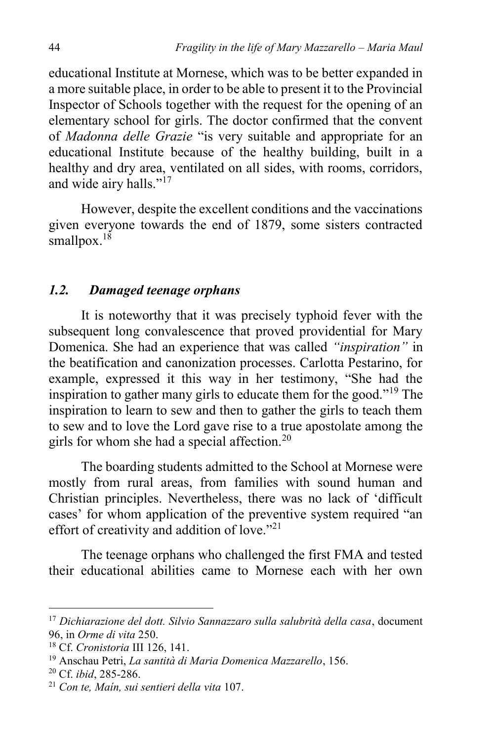educational Institute at Mornese, which was to be better expanded in a more suitable place, in order to be able to present it to the Provincial Inspector of Schools together with the request for the opening of an elementary school for girls. The doctor confirmed that the convent of *Madonna delle Grazie* "is very suitable and appropriate for an educational Institute because of the healthy building, built in a healthy and dry area, ventilated on all sides, with rooms, corridors, and wide airy halls."[17]

However, despite the excellent conditions and the vaccinations given everyone towards the end of 1879, some sisters contracted smallpox.[18]

### *1.2. Damaged teenage orphans*

It is noteworthy that it was precisely typhoid fever with the subsequent long convalescence that proved providential for Mary Domenica. She had an experience that was called *"inspiration"* in the beatification and canonization processes. Carlotta Pestarino, for example, expressed it this way in her testimony, "She had the inspiration to gather many girls to educate them for the good."[19] The inspiration to learn to sew and then to gather the girls to teach them to sew and to love the Lord gave rise to a true apostolate among the girls for whom she had a special affection.[20]

The boarding students admitted to the School at Mornese were mostly from rural areas, from families with sound human and Christian principles. Nevertheless, there was no lack of 'difficult cases' for whom application of the preventive system required "an effort of creativity and addition of love."[21]

The teenage orphans who challenged the first FMA and tested their educational abilities came to Mornese each with her own

---

[17] *Dichiarazione del dott. Silvio Sannazzaro sulla salubrità della casa*, document 96, in *Orme di vita* 250.

[18] Cf. *Cronistoria* III 126, 141.

[19] Anschau Petri, *La santità di Maria Domenica Mazzarello*, 156.

[20] Cf. *ibid*, 285-286.

[21] *Con te, Maín, sui sentieri della vita* 107.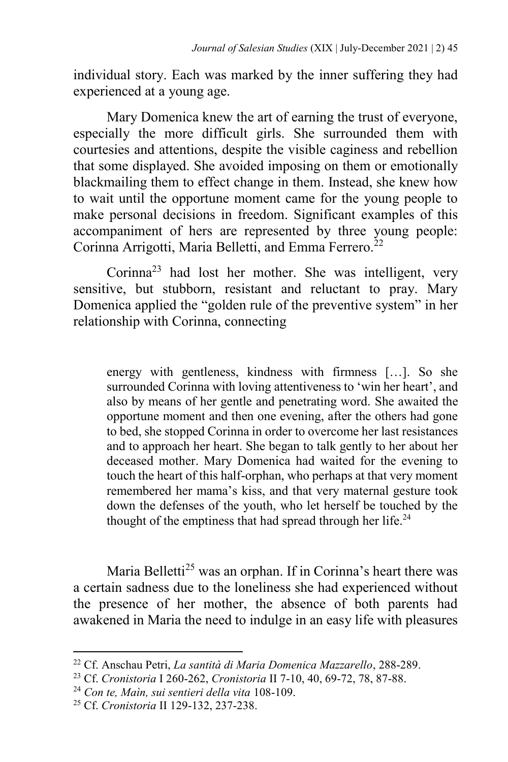individual story. Each was marked by the inner suffering they had experienced at a young age.

Mary Domenica knew the art of earning the trust of everyone, especially the more difficult girls. She surrounded them with courtesies and attentions, despite the visible caginess and rebellion that some displayed. She avoided imposing on them or emotionally blackmailing them to effect change in them. Instead, she knew how to wait until the opportune moment came for the young people to make personal decisions in freedom. Significant examples of this accompaniment of hers are represented by three young people: Corinna Arrigotti, Maria Belletti, and Emma Ferrero.[22]

Corinna[23] had lost her mother. She was intelligent, very sensitive, but stubborn, resistant and reluctant to pray. Mary Domenica applied the "golden rule of the preventive system" in her relationship with Corinna, connecting

> energy with gentleness, kindness with firmness […]. So she surrounded Corinna with loving attentiveness to 'win her heart', and also by means of her gentle and penetrating word. She awaited the opportune moment and then one evening, after the others had gone to bed, she stopped Corinna in order to overcome her last resistances and to approach her heart. She began to talk gently to her about her deceased mother. Mary Domenica had waited for the evening to touch the heart of this half-orphan, who perhaps at that very moment remembered her mama's kiss, and that very maternal gesture took down the defenses of the youth, who let herself be touched by the thought of the emptiness that had spread through her life.[24]

Maria Belletti[25] was an orphan. If in Corinna's heart there was a certain sadness due to the loneliness she had experienced without the presence of her mother, the absence of both parents had awakened in Maria the need to indulge in an easy life with pleasures

---

[22] Cf. Anschau Petri, *La santità di Maria Domenica Mazzarello*, 288-289.

[23] Cf. *Cronistoria* I 260-262, *Cronistoria* II 7-10, 40, 69-72, 78, 87-88.

[24] *Con te, Maìn, sui sentieri della vita* 108-109.

[25] Cf. *Cronistoria* II 129-132, 237-238.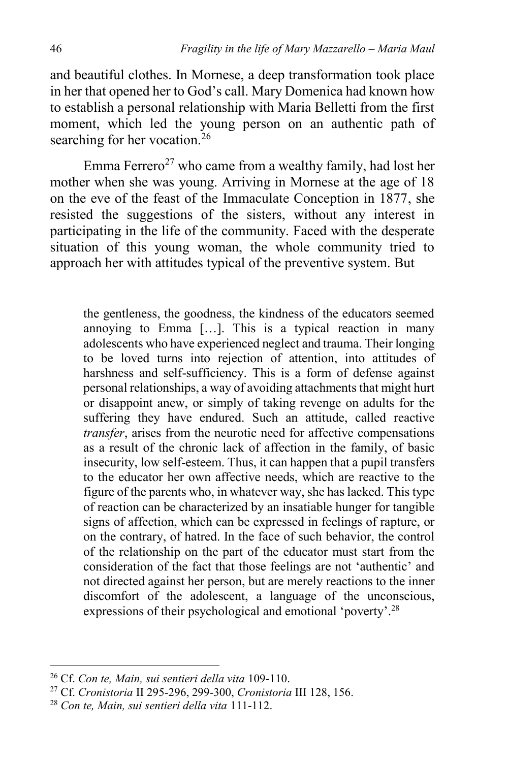and beautiful clothes. In Mornese, a deep transformation took place in her that opened her to God's call. Mary Domenica had known how to establish a personal relationship with Maria Belletti from the first moment, which led the young person on an authentic path of searching for her vocation.[26]

Emma Ferrero[27] who came from a wealthy family, had lost her mother when she was young. Arriving in Mornese at the age of 18 on the eve of the feast of the Immaculate Conception in 1877, she resisted the suggestions of the sisters, without any interest in participating in the life of the community. Faced with the desperate situation of this young woman, the whole community tried to approach her with attitudes typical of the preventive system. But

> the gentleness, the goodness, the kindness of the educators seemed annoying to Emma […]. This is a typical reaction in many adolescents who have experienced neglect and trauma. Their longing to be loved turns into rejection of attention, into attitudes of harshness and self-sufficiency. This is a form of defense against personal relationships, a way of avoiding attachments that might hurt or disappoint anew, or simply of taking revenge on adults for the suffering they have endured. Such an attitude, called reactive *transfer*, arises from the neurotic need for affective compensations as a result of the chronic lack of affection in the family, of basic insecurity, low self-esteem. Thus, it can happen that a pupil transfers to the educator her own affective needs, which are reactive to the figure of the parents who, in whatever way, she has lacked. This type of reaction can be characterized by an insatiable hunger for tangible signs of affection, which can be expressed in feelings of rapture, or on the contrary, of hatred. In the face of such behavior, the control of the relationship on the part of the educator must start from the consideration of the fact that those feelings are not 'authentic' and not directed against her person, but are merely reactions to the inner discomfort of the adolescent, a language of the unconscious, expressions of their psychological and emotional 'poverty'.[28]

---

[26] Cf. *Con te, Main, sui sentieri della vita* 109-110.

[27] Cf. *Cronistoria* II 295-296, 299-300, *Cronistoria* III 128, 156.

[28] *Con te, Main, sui sentieri della vita* 111-112.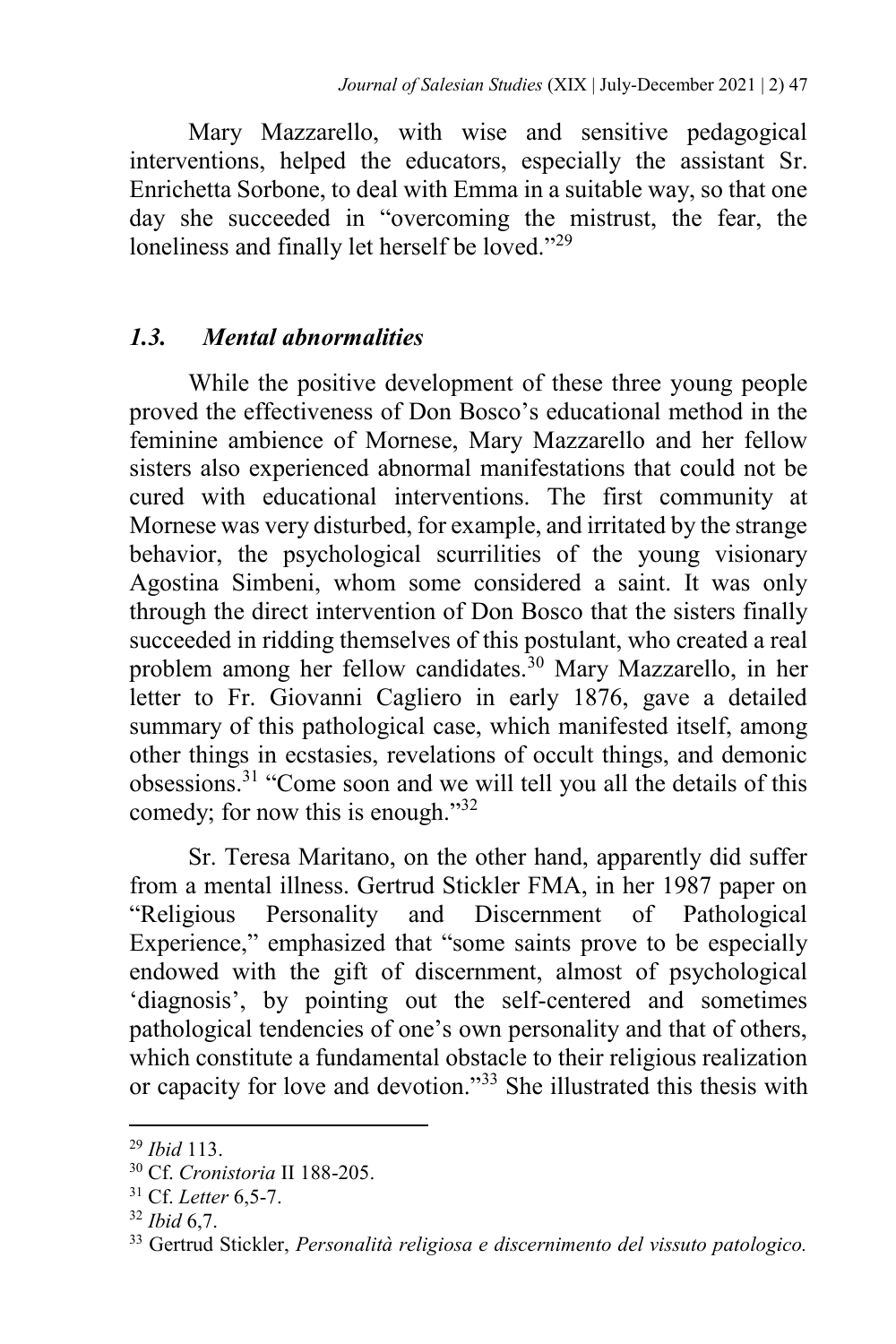Mary Mazzarello, with wise and sensitive pedagogical interventions, helped the educators, especially the assistant Sr. Enrichetta Sorbone, to deal with Emma in a suitable way, so that one day she succeeded in "overcoming the mistrust, the fear, the loneliness and finally let herself be loved."[29]

### *1.3. Mental abnormalities*

While the positive development of these three young people proved the effectiveness of Don Bosco's educational method in the feminine ambience of Mornese, Mary Mazzarello and her fellow sisters also experienced abnormal manifestations that could not be cured with educational interventions. The first community at Mornese was very disturbed, for example, and irritated by the strange behavior, the psychological scurrilities of the young visionary Agostina Simbeni, whom some considered a saint. It was only through the direct intervention of Don Bosco that the sisters finally succeeded in ridding themselves of this postulant, who created a real problem among her fellow candidates.[30] Mary Mazzarello, in her letter to Fr. Giovanni Cagliero in early 1876, gave a detailed summary of this pathological case, which manifested itself, among other things in ecstasies, revelations of occult things, and demonic obsessions.[31] "Come soon and we will tell you all the details of this comedy; for now this is enough."[32]

Sr. Teresa Maritano, on the other hand, apparently did suffer from a mental illness. Gertrud Stickler FMA, in her 1987 paper on "Religious Personality and Discernment of Pathological Experience," emphasized that "some saints prove to be especially endowed with the gift of discernment, almost of psychological 'diagnosis', by pointing out the self-centered and sometimes pathological tendencies of one's own personality and that of others, which constitute a fundamental obstacle to their religious realization or capacity for love and devotion."[33] She illustrated this thesis with

---

[29] *Ibid* 113.

[30] Cf. *Cronistoria* II 188-205.

[31] Cf. *Letter* 6,5-7.

[32] *Ibid* 6,7.

[33] Gertrud Stickler, *Personalità religiosa e discernimento del vissuto patologico.*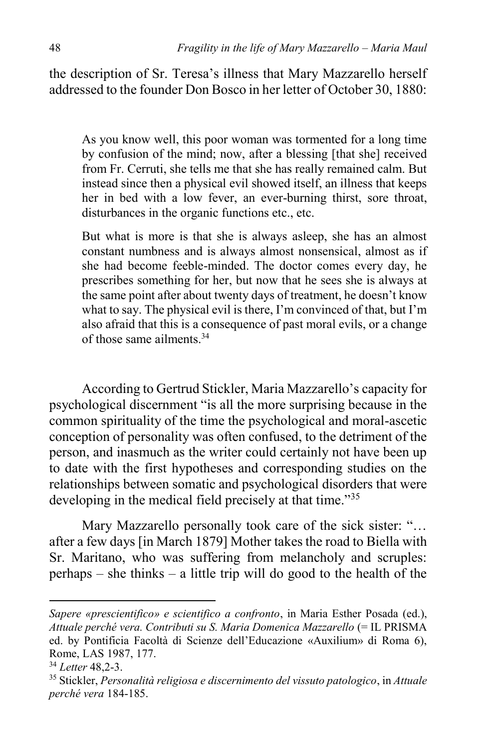the description of Sr. Teresa's illness that Mary Mazzarello herself addressed to the founder Don Bosco in her letter of October 30, 1880:

> As you know well, this poor woman was tormented for a long time by confusion of the mind; now, after a blessing [that she] received from Fr. Cerruti, she tells me that she has really remained calm. But instead since then a physical evil showed itself, an illness that keeps her in bed with a low fever, an ever-burning thirst, sore throat, disturbances in the organic functions etc., etc.
>
> But what is more is that she is always asleep, she has an almost constant numbness and is always almost nonsensical, almost as if she had become feeble-minded. The doctor comes every day, he prescribes something for her, but now that he sees she is always at the same point after about twenty days of treatment, he doesn't know what to say. The physical evil is there, I'm convinced of that, but I'm also afraid that this is a consequence of past moral evils, or a change of those same ailments.[34]

According to Gertrud Stickler, Maria Mazzarello's capacity for psychological discernment "is all the more surprising because in the common spirituality of the time the psychological and moral-ascetic conception of personality was often confused, to the detriment of the person, and inasmuch as the writer could certainly not have been up to date with the first hypotheses and corresponding studies on the relationships between somatic and psychological disorders that were developing in the medical field precisely at that time."[35]

Mary Mazzarello personally took care of the sick sister: "… after a few days [in March 1879] Mother takes the road to Biella with Sr. Maritano, who was suffering from melancholy and scruples: perhaps – she thinks – a little trip will do good to the health of the

---

*Sapere «prescientifico» e scientifico a confronto*, in Maria Esther Posada (ed.), *Attuale perché vera. Contributi su S. Maria Domenica Mazzarello* (= IL PRISMA ed. by Pontificia Facoltà di Scienze dell'Educazione «Auxilium» di Roma 6), Rome, LAS 1987, 177.

[34] *Letter* 48,2-3.

[35] Stickler, *Personalità religiosa e discernimento del vissuto patologico*, in *Attuale perché vera* 184-185.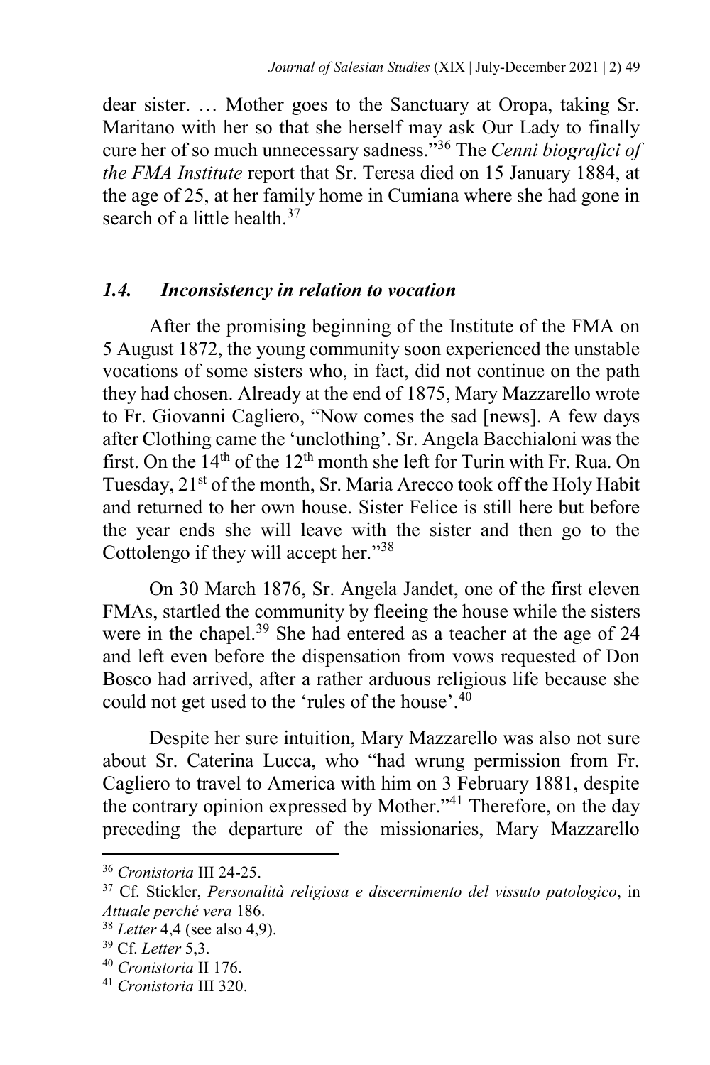dear sister. … Mother goes to the Sanctuary at Oropa, taking Sr. Maritano with her so that she herself may ask Our Lady to finally cure her of so much unnecessary sadness."[36] The *Cenni biografici of the FMA Institute* report that Sr. Teresa died on 15 January 1884, at the age of 25, at her family home in Cumiana where she had gone in search of a little health.[37]

### *1.4. Inconsistency in relation to vocation*

After the promising beginning of the Institute of the FMA on 5 August 1872, the young community soon experienced the unstable vocations of some sisters who, in fact, did not continue on the path they had chosen. Already at the end of 1875, Mary Mazzarello wrote to Fr. Giovanni Cagliero, "Now comes the sad [news]. A few days after Clothing came the 'unclothing'. Sr. Angela Bacchialoni was the first. On the 14th of the 12th month she left for Turin with Fr. Rua. On Tuesday, 21st of the month, Sr. Maria Arecco took off the Holy Habit and returned to her own house. Sister Felice is still here but before the year ends she will leave with the sister and then go to the Cottolengo if they will accept her."[38]

On 30 March 1876, Sr. Angela Jandet, one of the first eleven FMAs, startled the community by fleeing the house while the sisters were in the chapel.[39] She had entered as a teacher at the age of 24 and left even before the dispensation from vows requested of Don Bosco had arrived, after a rather arduous religious life because she could not get used to the 'rules of the house'.[40]

Despite her sure intuition, Mary Mazzarello was also not sure about Sr. Caterina Lucca, who "had wrung permission from Fr. Cagliero to travel to America with him on 3 February 1881, despite the contrary opinion expressed by Mother."[41] Therefore, on the day preceding the departure of the missionaries, Mary Mazzarello

---

[36] *Cronistoria* III 24-25.

[37] Cf. Stickler, *Personalità religiosa e discernimento del vissuto patologico*, in *Attuale perché vera* 186.

[38] *Letter* 4,4 (see also 4,9).

[39] Cf. *Letter* 5,3.

[40] *Cronistoria* II 176.

[41] *Cronistoria* III 320.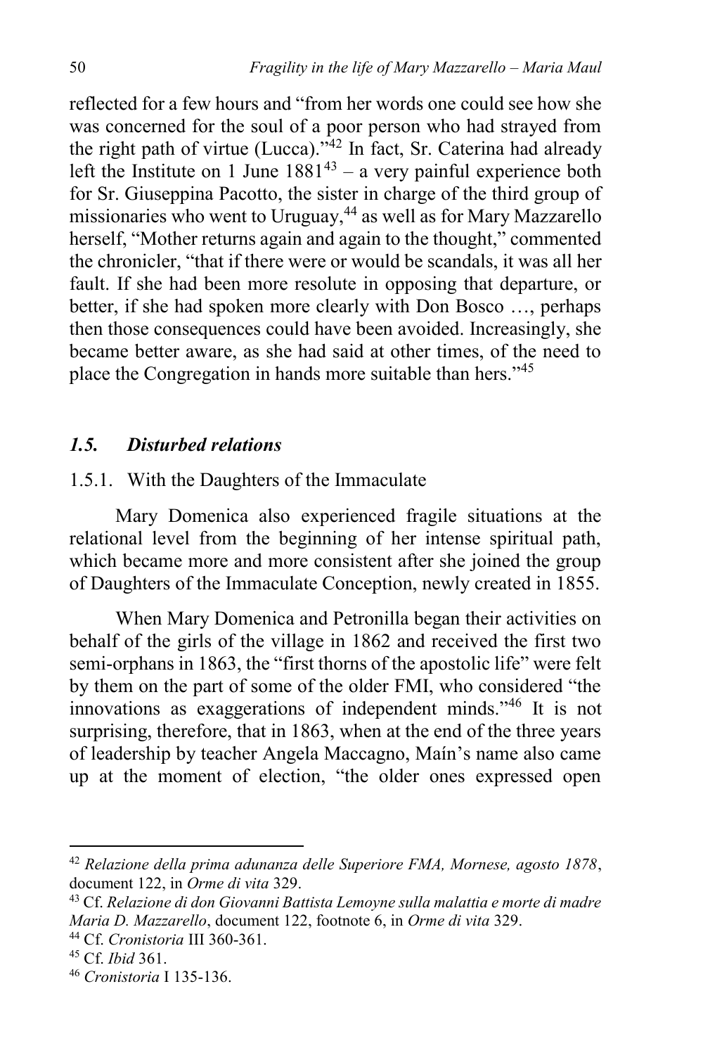reflected for a few hours and "from her words one could see how she was concerned for the soul of a poor person who had strayed from the right path of virtue (Lucca)."[42] In fact, Sr. Caterina had already left the Institute on 1 June 1881[43] – a very painful experience both for Sr. Giuseppina Pacotto, the sister in charge of the third group of missionaries who went to Uruguay,[44] as well as for Mary Mazzarello herself, "Mother returns again and again to the thought," commented the chronicler, "that if there were or would be scandals, it was all her fault. If she had been more resolute in opposing that departure, or better, if she had spoken more clearly with Don Bosco …, perhaps then those consequences could have been avoided. Increasingly, she became better aware, as she had said at other times, of the need to place the Congregation in hands more suitable than hers."[45]

## *1.5. Disturbed relations*

### 1.5.1. With the Daughters of the Immaculate

Mary Domenica also experienced fragile situations at the relational level from the beginning of her intense spiritual path, which became more and more consistent after she joined the group of Daughters of the Immaculate Conception, newly created in 1855.

When Mary Domenica and Petronilla began their activities on behalf of the girls of the village in 1862 and received the first two semi-orphans in 1863, the "first thorns of the apostolic life" were felt by them on the part of some of the older FMI, who considered "the innovations as exaggerations of independent minds."[46] It is not surprising, therefore, that in 1863, when at the end of the three years of leadership by teacher Angela Maccagno, Maín's name also came up at the moment of election, "the older ones expressed open

---

[42] *Relazione della prima adunanza delle Superiore FMA, Mornese, agosto 1878*, document 122, in *Orme di vita* 329.

[43] Cf. *Relazione di don Giovanni Battista Lemoyne sulla malattia e morte di madre Maria D. Mazzarello*, document 122, footnote 6, in *Orme di vita* 329.

[44] Cf. *Cronistoria* III 360-361.

[45] Cf. *Ibid* 361.

[46] *Cronistoria* I 135-136.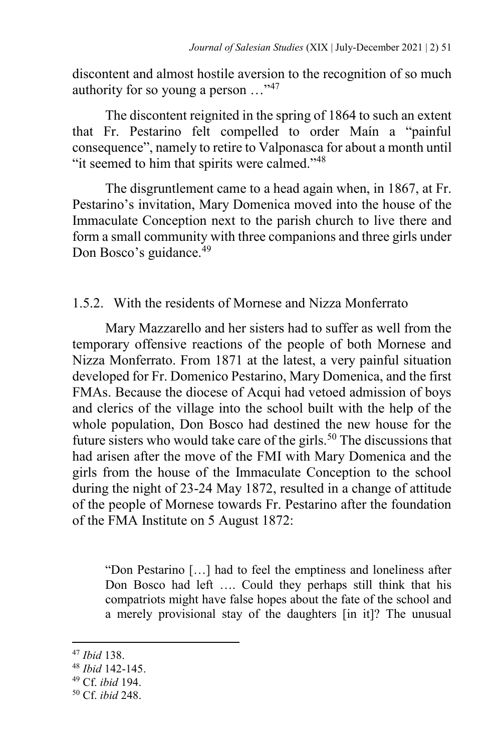discontent and almost hostile aversion to the recognition of so much authority for so young a person …"[47]

The discontent reignited in the spring of 1864 to such an extent that Fr. Pestarino felt compelled to order Maín a "painful consequence", namely to retire to Valponasca for about a month until "it seemed to him that spirits were calmed."[48]

The disgruntlement came to a head again when, in 1867, at Fr. Pestarino's invitation, Mary Domenica moved into the house of the Immaculate Conception next to the parish church to live there and form a small community with three companions and three girls under Don Bosco's guidance.[49]

### 1.5.2. With the residents of Mornese and Nizza Monferrato

Mary Mazzarello and her sisters had to suffer as well from the temporary offensive reactions of the people of both Mornese and Nizza Monferrato. From 1871 at the latest, a very painful situation developed for Fr. Domenico Pestarino, Mary Domenica, and the first FMAs. Because the diocese of Acqui had vetoed admission of boys and clerics of the village into the school built with the help of the whole population, Don Bosco had destined the new house for the future sisters who would take care of the girls.[50] The discussions that had arisen after the move of the FMI with Mary Domenica and the girls from the house of the Immaculate Conception to the school during the night of 23-24 May 1872, resulted in a change of attitude of the people of Mornese towards Fr. Pestarino after the foundation of the FMA Institute on 5 August 1872:

> "Don Pestarino […] had to feel the emptiness and loneliness after Don Bosco had left …. Could they perhaps still think that his compatriots might have false hopes about the fate of the school and a merely provisional stay of the daughters [in it]? The unusual

---

[47] *Ibid* 138.

[48] *Ibid* 142-145.

[49] Cf. *ibid* 194.

[50] Cf. *ibid* 248.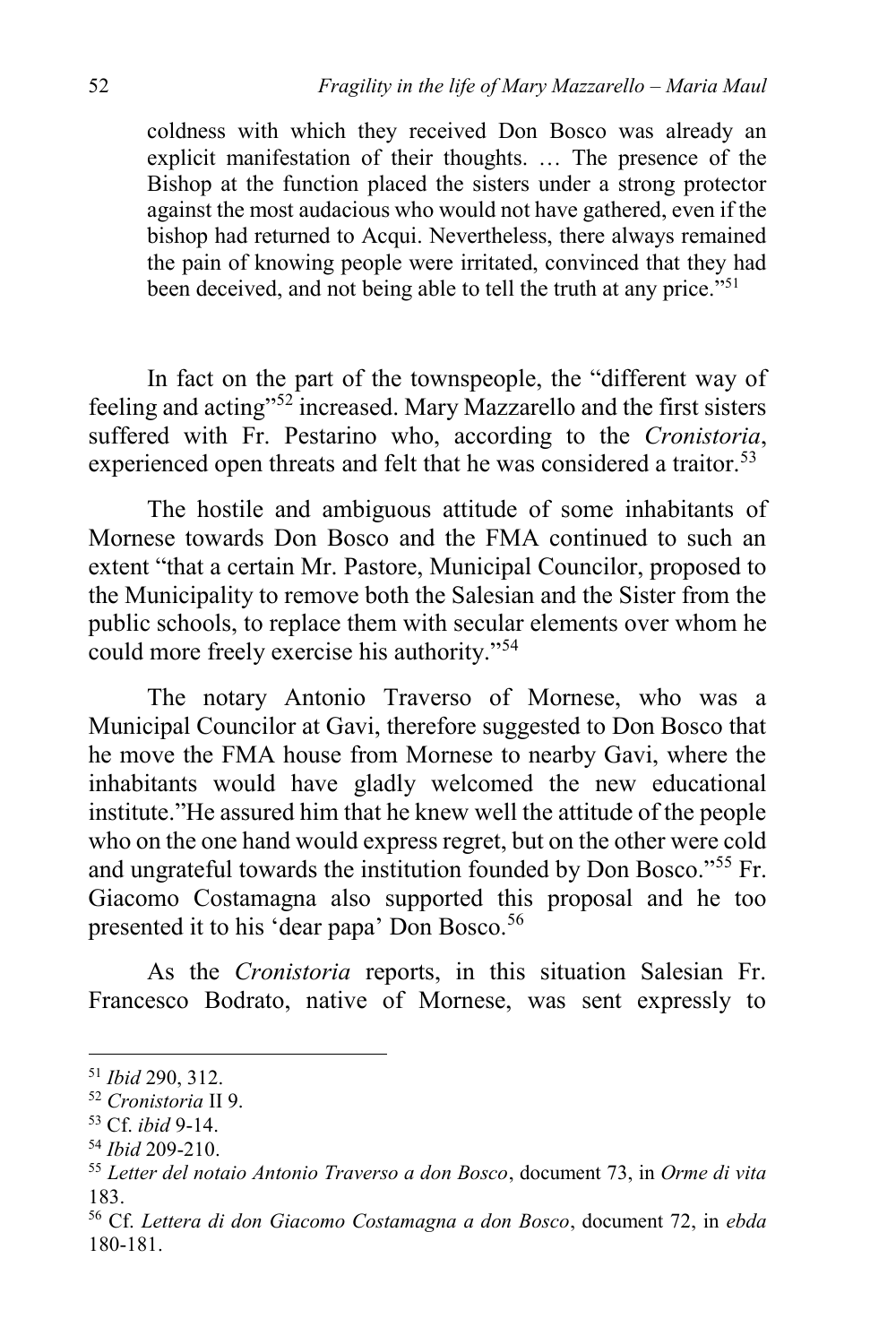> coldness with which they received Don Bosco was already an explicit manifestation of their thoughts. … The presence of the Bishop at the function placed the sisters under a strong protector against the most audacious who would not have gathered, even if the bishop had returned to Acqui. Nevertheless, there always remained the pain of knowing people were irritated, convinced that they had been deceived, and not being able to tell the truth at any price."[51]

In fact on the part of the townspeople, the "different way of feeling and acting"[52] increased. Mary Mazzarello and the first sisters suffered with Fr. Pestarino who, according to the *Cronistoria*, experienced open threats and felt that he was considered a traitor.[53]

The hostile and ambiguous attitude of some inhabitants of Mornese towards Don Bosco and the FMA continued to such an extent "that a certain Mr. Pastore, Municipal Councilor, proposed to the Municipality to remove both the Salesian and the Sister from the public schools, to replace them with secular elements over whom he could more freely exercise his authority."[54]

The notary Antonio Traverso of Mornese, who was a Municipal Councilor at Gavi, therefore suggested to Don Bosco that he move the FMA house from Mornese to nearby Gavi, where the inhabitants would have gladly welcomed the new educational institute."He assured him that he knew well the attitude of the people who on the one hand would express regret, but on the other were cold and ungrateful towards the institution founded by Don Bosco."[55] Fr. Giacomo Costamagna also supported this proposal and he too presented it to his 'dear papa' Don Bosco.[56]

As the *Cronistoria* reports, in this situation Salesian Fr. Francesco Bodrato, native of Mornese, was sent expressly to

---

[51] *Ibid* 290, 312.

[52] *Cronistoria* II 9.

[53] Cf. *ibid* 9-14.

[54] *Ibid* 209-210.

[55] *Letter del notaio Antonio Traverso a don Bosco*, document 73, in *Orme di vita* 183.

[56] Cf. *Lettera di don Giacomo Costamagna a don Bosco*, document 72, in *ebda* 180-181.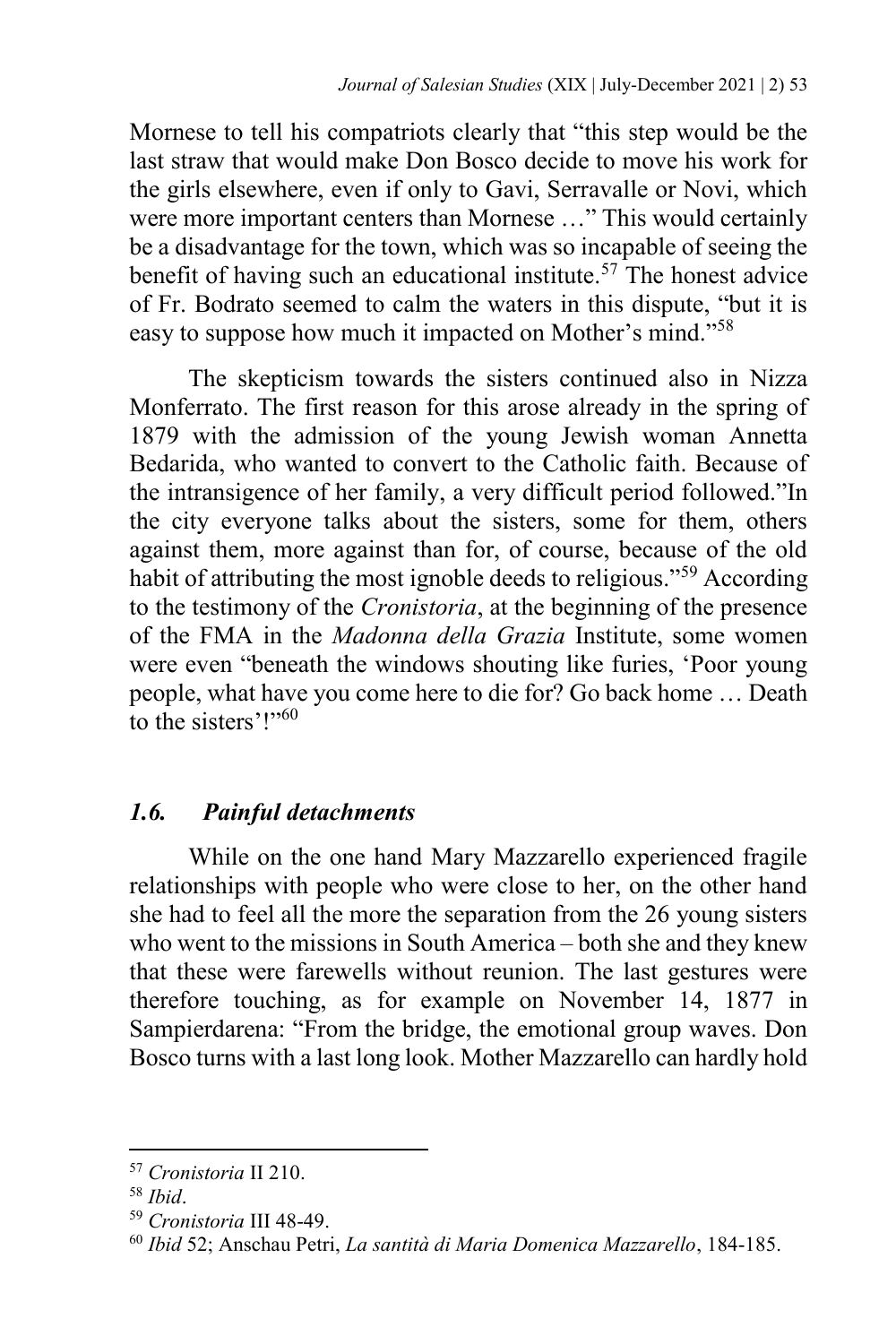Mornese to tell his compatriots clearly that "this step would be the last straw that would make Don Bosco decide to move his work for the girls elsewhere, even if only to Gavi, Serravalle or Novi, which were more important centers than Mornese …" This would certainly be a disadvantage for the town, which was so incapable of seeing the benefit of having such an educational institute.[57] The honest advice of Fr. Bodrato seemed to calm the waters in this dispute, "but it is easy to suppose how much it impacted on Mother's mind."[58]

The skepticism towards the sisters continued also in Nizza Monferrato. The first reason for this arose already in the spring of 1879 with the admission of the young Jewish woman Annetta Bedarida, who wanted to convert to the Catholic faith. Because of the intransigence of her family, a very difficult period followed."In the city everyone talks about the sisters, some for them, others against them, more against than for, of course, because of the old habit of attributing the most ignoble deeds to religious."[59] According to the testimony of the *Cronistoria*, at the beginning of the presence of the FMA in the *Madonna della Grazia* Institute, some women were even "beneath the windows shouting like furies, 'Poor young people, what have you come here to die for? Go back home … Death to the sisters'!"[60]

## *1.6. Painful detachments*

While on the one hand Mary Mazzarello experienced fragile relationships with people who were close to her, on the other hand she had to feel all the more the separation from the 26 young sisters who went to the missions in South America – both she and they knew that these were farewells without reunion. The last gestures were therefore touching, as for example on November 14, 1877 in Sampierdarena: "From the bridge, the emotional group waves. Don Bosco turns with a last long look. Mother Mazzarello can hardly hold

---

[57] *Cronistoria* II 210.

[58] *Ibid*.

[59] *Cronistoria* III 48-49.

[60] *Ibid* 52; Anschau Petri, *La santità di Maria Domenica Mazzarello*, 184-185.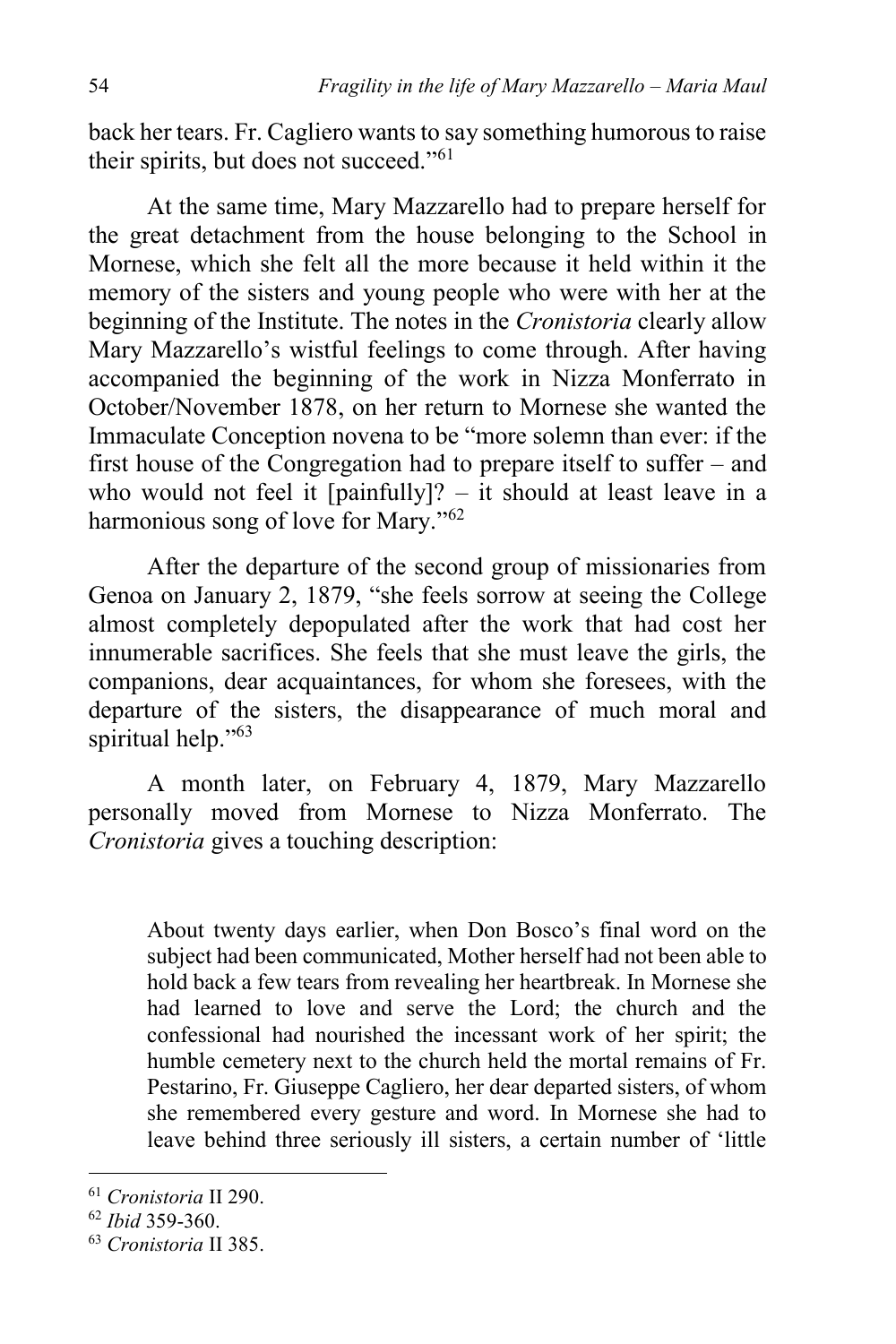back her tears. Fr. Cagliero wants to say something humorous to raise their spirits, but does not succeed."[61]

At the same time, Mary Mazzarello had to prepare herself for the great detachment from the house belonging to the School in Mornese, which she felt all the more because it held within it the memory of the sisters and young people who were with her at the beginning of the Institute. The notes in the *Cronistoria* clearly allow Mary Mazzarello's wistful feelings to come through. After having accompanied the beginning of the work in Nizza Monferrato in October/November 1878, on her return to Mornese she wanted the Immaculate Conception novena to be "more solemn than ever: if the first house of the Congregation had to prepare itself to suffer – and who would not feel it [painfully]? – it should at least leave in a harmonious song of love for Mary."[62]

After the departure of the second group of missionaries from Genoa on January 2, 1879, "she feels sorrow at seeing the College almost completely depopulated after the work that had cost her innumerable sacrifices. She feels that she must leave the girls, the companions, dear acquaintances, for whom she foresees, with the departure of the sisters, the disappearance of much moral and spiritual help."[63]

A month later, on February 4, 1879, Mary Mazzarello personally moved from Mornese to Nizza Monferrato. The *Cronistoria* gives a touching description:

> About twenty days earlier, when Don Bosco's final word on the subject had been communicated, Mother herself had not been able to hold back a few tears from revealing her heartbreak. In Mornese she had learned to love and serve the Lord; the church and the confessional had nourished the incessant work of her spirit; the humble cemetery next to the church held the mortal remains of Fr. Pestarino, Fr. Giuseppe Cagliero, her dear departed sisters, of whom she remembered every gesture and word. In Mornese she had to leave behind three seriously ill sisters, a certain number of 'little

---

[61] *Cronistoria* II 290.

[62] *Ibid* 359-360.

[63] *Cronistoria* II 385.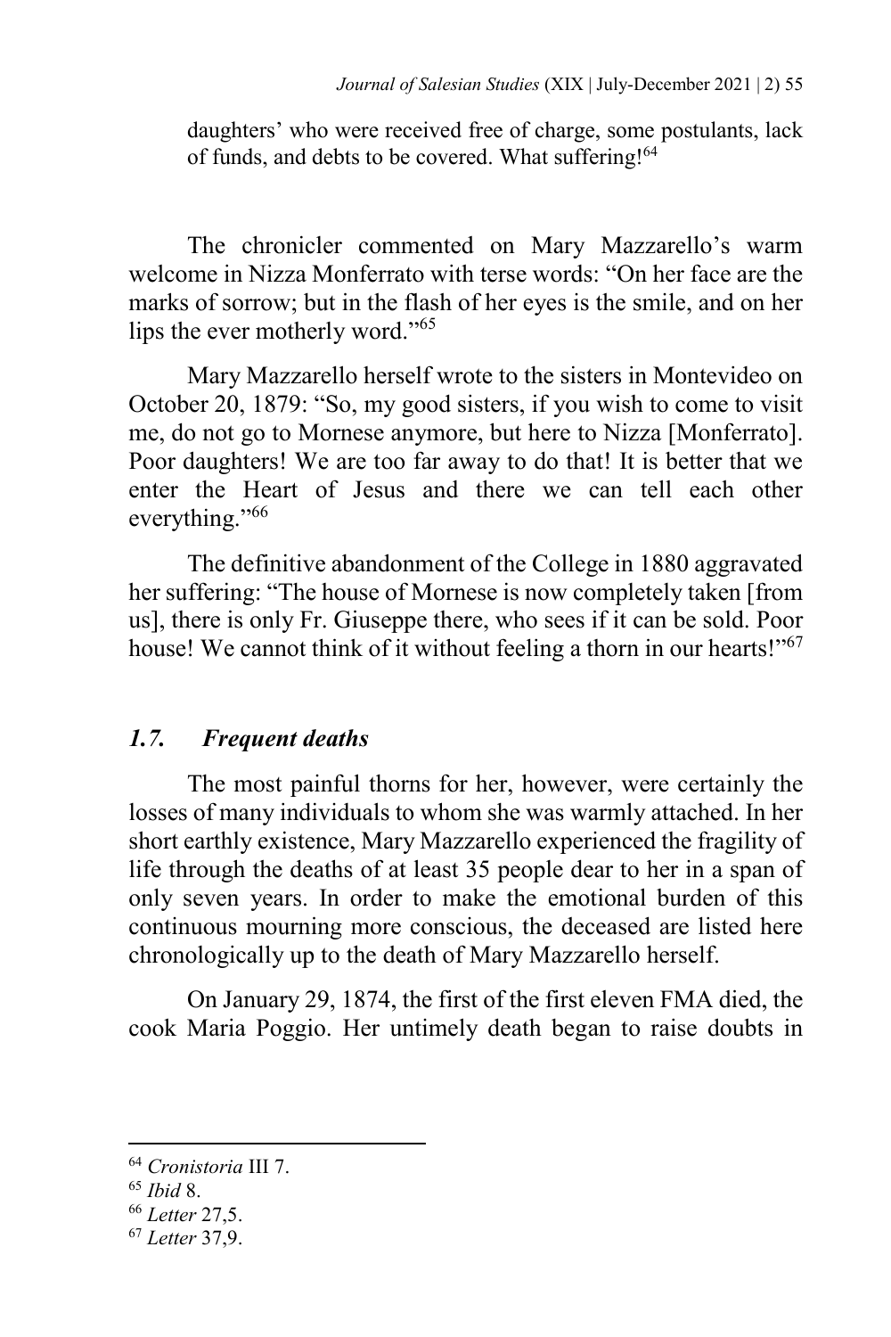daughters' who were received free of charge, some postulants, lack of funds, and debts to be covered. What suffering![64]

The chronicler commented on Mary Mazzarello's warm welcome in Nizza Monferrato with terse words: "On her face are the marks of sorrow; but in the flash of her eyes is the smile, and on her lips the ever motherly word."[65]

Mary Mazzarello herself wrote to the sisters in Montevideo on October 20, 1879: "So, my good sisters, if you wish to come to visit me, do not go to Mornese anymore, but here to Nizza [Monferrato]. Poor daughters! We are too far away to do that! It is better that we enter the Heart of Jesus and there we can tell each other everything."[66]

The definitive abandonment of the College in 1880 aggravated her suffering: "The house of Mornese is now completely taken [from us], there is only Fr. Giuseppe there, who sees if it can be sold. Poor house! We cannot think of it without feeling a thorn in our hearts!"[67]

### *1.7. Frequent deaths*

The most painful thorns for her, however, were certainly the losses of many individuals to whom she was warmly attached. In her short earthly existence, Mary Mazzarello experienced the fragility of life through the deaths of at least 35 people dear to her in a span of only seven years. In order to make the emotional burden of this continuous mourning more conscious, the deceased are listed here chronologically up to the death of Mary Mazzarello herself.

On January 29, 1874, the first of the first eleven FMA died, the cook Maria Poggio. Her untimely death began to raise doubts in

---

[64] *Cronistoria* III 7.

[65] *Ibid* 8.

[66] *Letter* 27,5.

[67] *Letter* 37,9.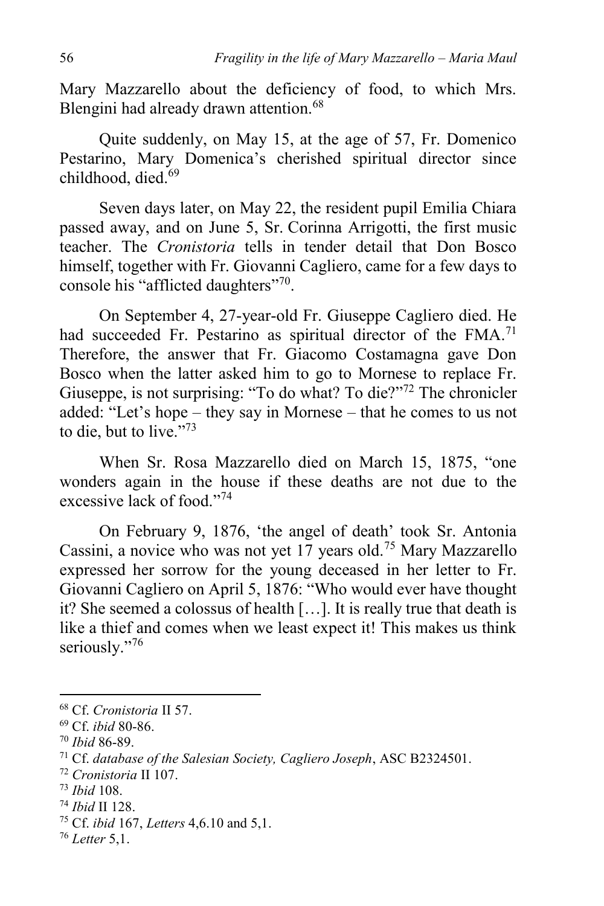Mary Mazzarello about the deficiency of food, to which Mrs. Blengini had already drawn attention.[68]

Quite suddenly, on May 15, at the age of 57, Fr. Domenico Pestarino, Mary Domenica's cherished spiritual director since childhood, died.[69]

Seven days later, on May 22, the resident pupil Emilia Chiara passed away, and on June 5, Sr. Corinna Arrigotti, the first music teacher. The *Cronistoria* tells in tender detail that Don Bosco himself, together with Fr. Giovanni Cagliero, came for a few days to console his "afflicted daughters"[70].

On September 4, 27-year-old Fr. Giuseppe Cagliero died. He had succeeded Fr. Pestarino as spiritual director of the FMA.[71] Therefore, the answer that Fr. Giacomo Costamagna gave Don Bosco when the latter asked him to go to Mornese to replace Fr. Giuseppe, is not surprising: "To do what? To die?"[72] The chronicler added: "Let's hope – they say in Mornese – that he comes to us not to die, but to live."[73]

When Sr. Rosa Mazzarello died on March 15, 1875, "one wonders again in the house if these deaths are not due to the excessive lack of food."[74]

On February 9, 1876, 'the angel of death' took Sr. Antonia Cassini, a novice who was not yet 17 years old.[75] Mary Mazzarello expressed her sorrow for the young deceased in her letter to Fr. Giovanni Cagliero on April 5, 1876: "Who would ever have thought it? She seemed a colossus of health […]. It is really true that death is like a thief and comes when we least expect it! This makes us think seriously."[76]

---

[68] Cf. *Cronistoria* II 57.

[69] Cf. *ibid* 80-86.

[70] *Ibid* 86-89.

[71] Cf. *database of the Salesian Society, Cagliero Joseph*, ASC B2324501.

[72] *Cronistoria* II 107.

[73] *Ibid* 108.

[74] *Ibid* II 128.

[75] Cf. *ibid* 167, *Letters* 4,6.10 and 5,1.

[76] *Letter* 5,1.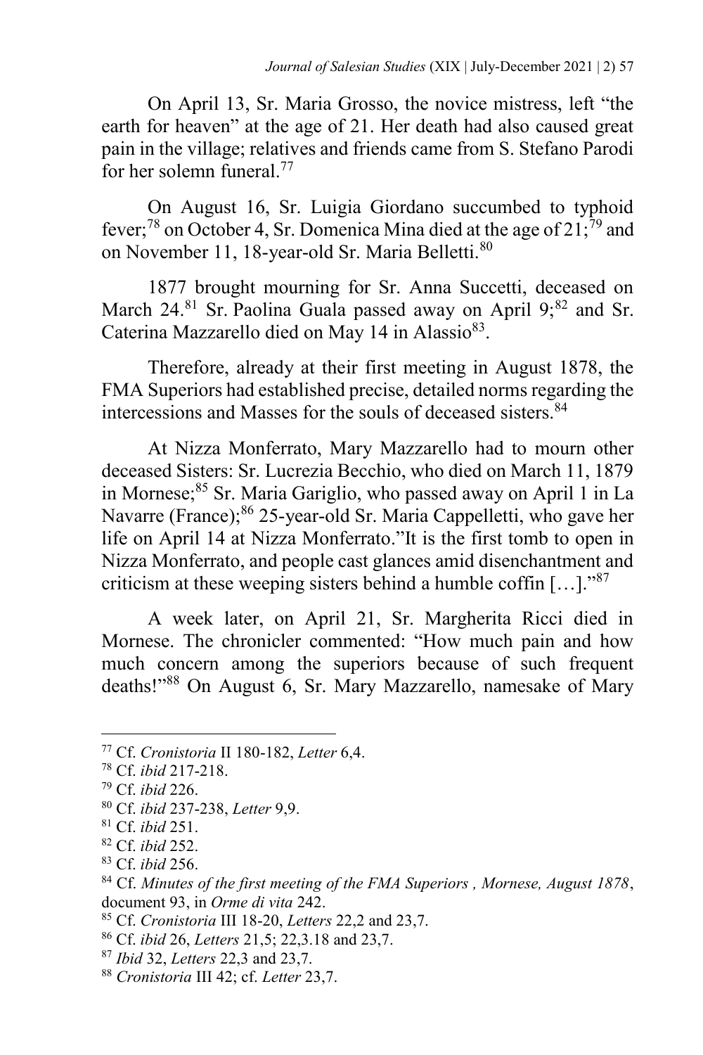On April 13, Sr. Maria Grosso, the novice mistress, left "the earth for heaven" at the age of 21. Her death had also caused great pain in the village; relatives and friends came from S. Stefano Parodi for her solemn funeral.[77]

On August 16, Sr. Luigia Giordano succumbed to typhoid fever;[78] on October 4, Sr. Domenica Mina died at the age of 21;[79] and on November 11, 18-year-old Sr. Maria Belletti.[80]

1877 brought mourning for Sr. Anna Succetti, deceased on March 24.[81] Sr. Paolina Guala passed away on April 9;[82] and Sr. Caterina Mazzarello died on May 14 in Alassio[83].

Therefore, already at their first meeting in August 1878, the FMA Superiors had established precise, detailed norms regarding the intercessions and Masses for the souls of deceased sisters.[84]

At Nizza Monferrato, Mary Mazzarello had to mourn other deceased Sisters: Sr. Lucrezia Becchio, who died on March 11, 1879 in Mornese;[85] Sr. Maria Gariglio, who passed away on April 1 in La Navarre (France);[86] 25-year-old Sr. Maria Cappelletti, who gave her life on April 14 at Nizza Monferrato."It is the first tomb to open in Nizza Monferrato, and people cast glances amid disenchantment and criticism at these weeping sisters behind a humble coffin […]."[87]

A week later, on April 21, Sr. Margherita Ricci died in Mornese. The chronicler commented: "How much pain and how much concern among the superiors because of such frequent deaths!"[88] On August 6, Sr. Mary Mazzarello, namesake of Mary

---

[77] Cf. *Cronistoria* II 180-182, *Letter* 6,4.

[78] Cf. *ibid* 217-218.

[79] Cf. *ibid* 226.

[80] Cf. *ibid* 237-238, *Letter* 9,9.

[81] Cf. *ibid* 251.

[82] Cf. *ibid* 252.

[83] Cf. *ibid* 256.

[84] Cf. *Minutes of the first meeting of the FMA Superiors , Mornese, August 1878*, document 93, in *Orme di vita* 242.

[85] Cf. *Cronistoria* III 18-20, *Letters* 22,2 and 23,7.

[86] Cf. *ibid* 26, *Letters* 21,5; 22,3.18 and 23,7.

[87] *Ibid* 32, *Letters* 22,3 and 23,7.

[88] *Cronistoria* III 42; cf. *Letter* 23,7.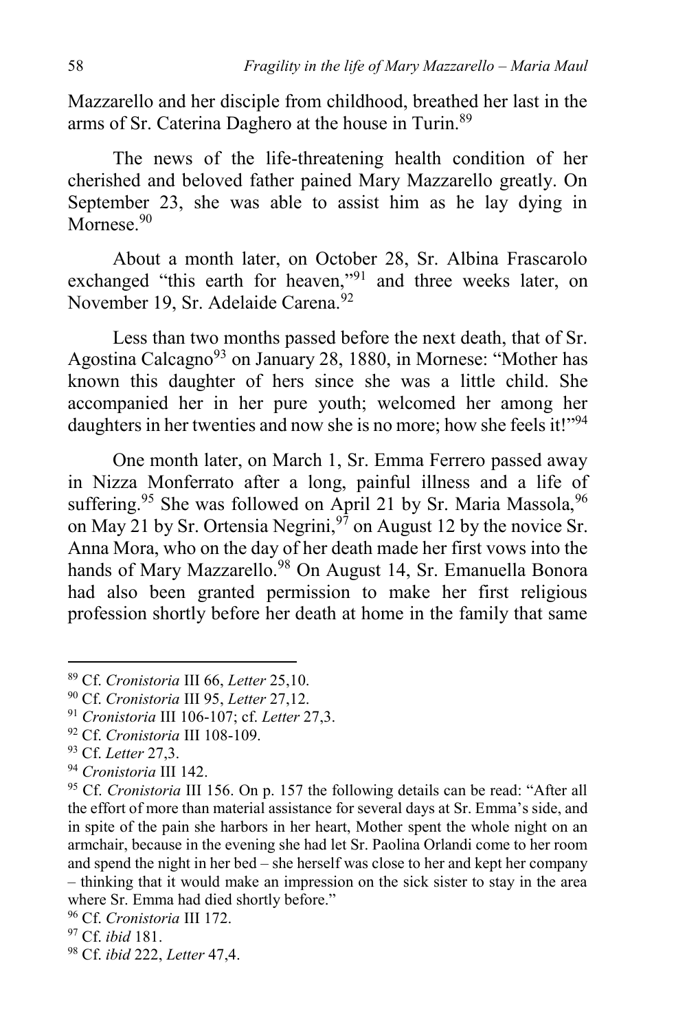Mazzarello and her disciple from childhood, breathed her last in the arms of Sr. Caterina Daghero at the house in Turin.[89]

The news of the life-threatening health condition of her cherished and beloved father pained Mary Mazzarello greatly. On September 23, she was able to assist him as he lay dying in Mornese.[90]

About a month later, on October 28, Sr. Albina Frascarolo exchanged "this earth for heaven,"[91] and three weeks later, on November 19, Sr. Adelaide Carena.[92]

Less than two months passed before the next death, that of Sr. Agostina Calcagno[93] on January 28, 1880, in Mornese: "Mother has known this daughter of hers since she was a little child. She accompanied her in her pure youth; welcomed her among her daughters in her twenties and now she is no more; how she feels it!"[94]

One month later, on March 1, Sr. Emma Ferrero passed away in Nizza Monferrato after a long, painful illness and a life of suffering.[95] She was followed on April 21 by Sr. Maria Massola,[96] on May 21 by Sr. Ortensia Negrini,[97] on August 12 by the novice Sr. Anna Mora, who on the day of her death made her first vows into the hands of Mary Mazzarello.[98] On August 14, Sr. Emanuella Bonora had also been granted permission to make her first religious profession shortly before her death at home in the family that same

---

[89] Cf. *Cronistoria* III 66, *Letter* 25,10.

[90] Cf. *Cronistoria* III 95, *Letter* 27,12.

[91] *Cronistoria* III 106-107; cf. *Letter* 27,3.

[92] Cf. *Cronistoria* III 108-109.

[93] Cf. *Letter* 27,3.

[94] *Cronistoria* III 142.

[95] Cf. *Cronistoria* III 156. On p. 157 the following details can be read: "After all the effort of more than material assistance for several days at Sr. Emma's side, and in spite of the pain she harbors in her heart, Mother spent the whole night on an armchair, because in the evening she had let Sr. Paolina Orlandi come to her room and spend the night in her bed – she herself was close to her and kept her company – thinking that it would make an impression on the sick sister to stay in the area where Sr. Emma had died shortly before."

[96] Cf. *Cronistoria* III 172.

[97] Cf. *ibid* 181.

[98] Cf. *ibid* 222, *Letter* 47,4.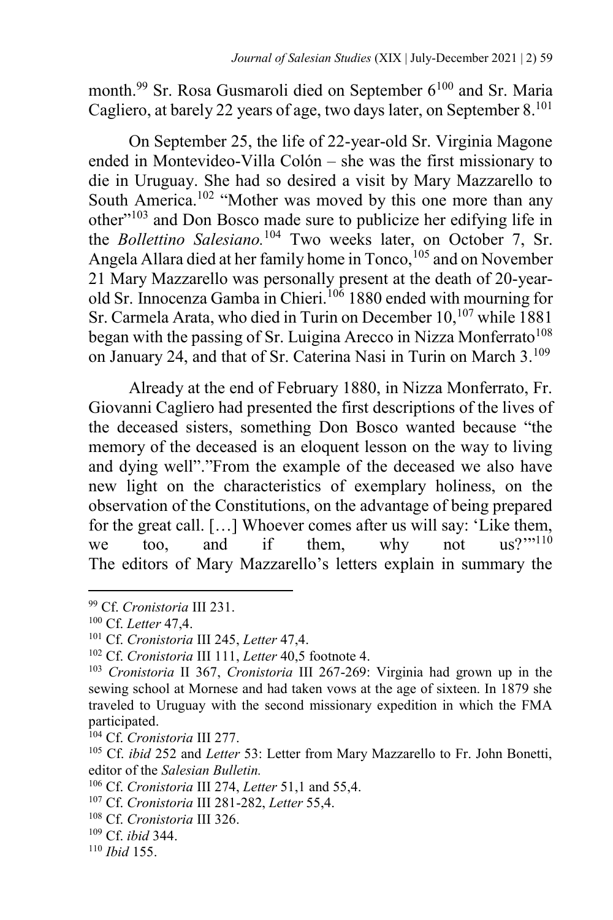month.[99] Sr. Rosa Gusmaroli died on September 6[100] and Sr. Maria Cagliero, at barely 22 years of age, two days later, on September 8.[101]

On September 25, the life of 22-year-old Sr. Virginia Magone ended in Montevideo-Villa Colón – she was the first missionary to die in Uruguay. She had so desired a visit by Mary Mazzarello to South America.[102] "Mother was moved by this one more than any other"[103] and Don Bosco made sure to publicize her edifying life in the *Bollettino Salesiano.*[104] Two weeks later, on October 7, Sr. Angela Allara died at her family home in Tonco,[105] and on November 21 Mary Mazzarello was personally present at the death of 20-year-old Sr. Innocenza Gamba in Chieri.[106] 1880 ended with mourning for Sr. Carmela Arata, who died in Turin on December 10,[107] while 1881 began with the passing of Sr. Luigina Arecco in Nizza Monferrato[108] on January 24, and that of Sr. Caterina Nasi in Turin on March 3.[109]

Already at the end of February 1880, in Nizza Monferrato, Fr. Giovanni Cagliero had presented the first descriptions of the lives of the deceased sisters, something Don Bosco wanted because "the memory of the deceased is an eloquent lesson on the way to living and dying well"."From the example of the deceased we also have new light on the characteristics of exemplary holiness, on the observation of the Constitutions, on the advantage of being prepared for the great call. […] Whoever comes after us will say: 'Like them, we too, and if them, why not us?'"[110] The editors of Mary Mazzarello's letters explain in summary the

---

[99] Cf. *Cronistoria* III 231.

[100] Cf. *Letter* 47,4.

[101] Cf. *Cronistoria* III 245, *Letter* 47,4.

[102] Cf. *Cronistoria* III 111, *Letter* 40,5 footnote 4.

[103] *Cronistoria* II 367, *Cronistoria* III 267-269: Virginia had grown up in the sewing school at Mornese and had taken vows at the age of sixteen. In 1879 she traveled to Uruguay with the second missionary expedition in which the FMA participated.

[104] Cf. *Cronistoria* III 277.

[105] Cf. *ibid* 252 and *Letter* 53: Letter from Mary Mazzarello to Fr. John Bonetti, editor of the *Salesian Bulletin.*

[106] Cf. *Cronistoria* III 274, *Letter* 51,1 and 55,4.

[107] Cf. *Cronistoria* III 281-282, *Letter* 55,4.

[108] Cf. *Cronistoria* III 326.

[109] Cf. *ibid* 344.

[110] *Ibid* 155.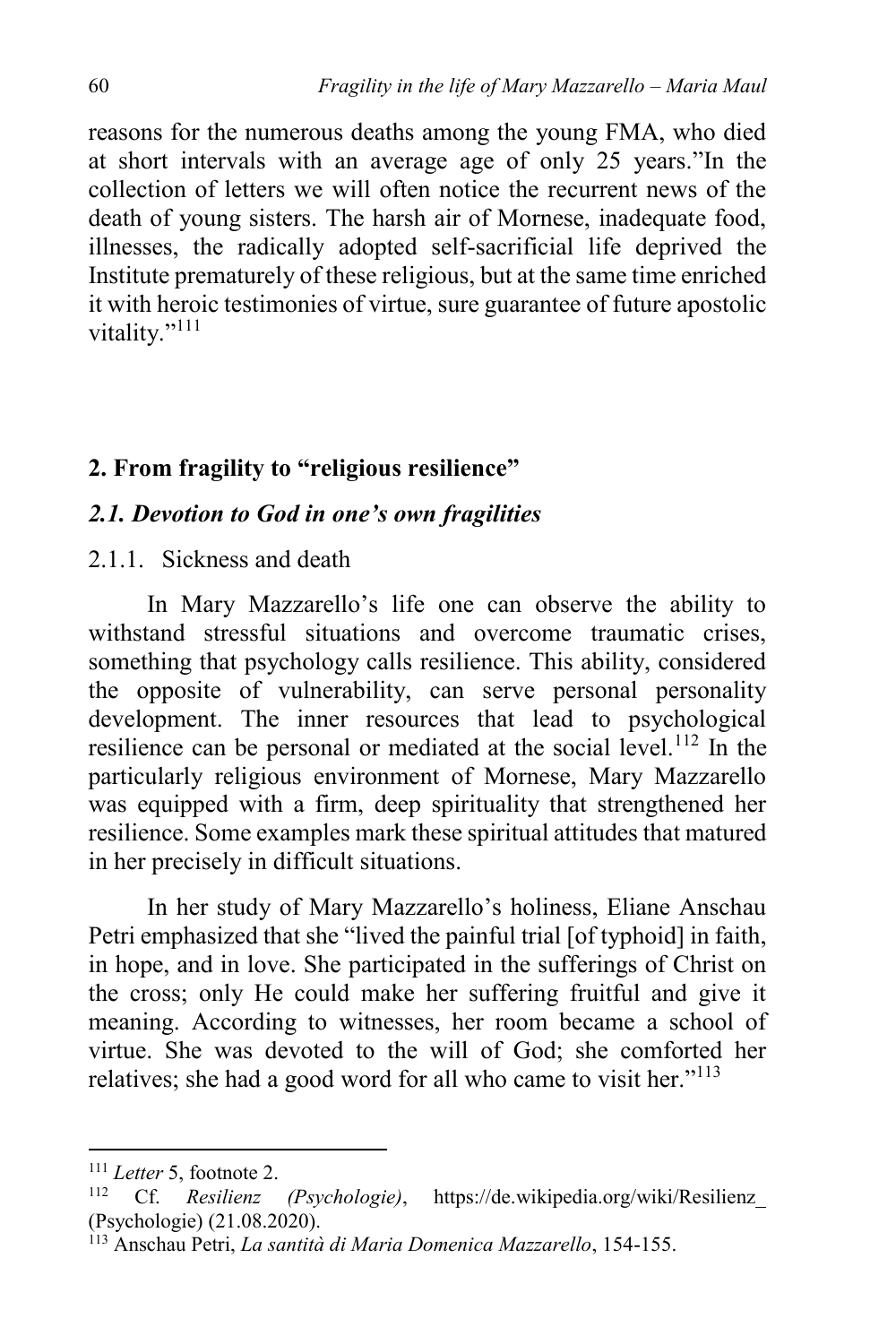reasons for the numerous deaths among the young FMA, who died at short intervals with an average age of only 25 years."In the collection of letters we will often notice the recurrent news of the death of young sisters. The harsh air of Mornese, inadequate food, illnesses, the radically adopted self-sacrificial life deprived the Institute prematurely of these religious, but at the same time enriched it with heroic testimonies of virtue, sure guarantee of future apostolic vitality."[111]

## 2. From fragility to "religious resilience"

### *2.1. Devotion to God in one's own fragilities*

#### 2.1.1. Sickness and death

In Mary Mazzarello's life one can observe the ability to withstand stressful situations and overcome traumatic crises, something that psychology calls resilience. This ability, considered the opposite of vulnerability, can serve personal personality development. The inner resources that lead to psychological resilience can be personal or mediated at the social level.[112] In the particularly religious environment of Mornese, Mary Mazzarello was equipped with a firm, deep spirituality that strengthened her resilience. Some examples mark these spiritual attitudes that matured in her precisely in difficult situations.

In her study of Mary Mazzarello's holiness, Eliane Anschau Petri emphasized that she "lived the painful trial [of typhoid] in faith, in hope, and in love. She participated in the sufferings of Christ on the cross; only He could make her suffering fruitful and give it meaning. According to witnesses, her room became a school of virtue. She was devoted to the will of God; she comforted her relatives; she had a good word for all who came to visit her."[113]

---

[111] *Letter* 5, footnote 2.

[112] Cf. *Resilienz (Psychologie)*, https://de.wikipedia.org/wiki/Resilienz_(Psychologie) (21.08.2020).

[113] Anschau Petri, *La santità di Maria Domenica Mazzarello*, 154-155.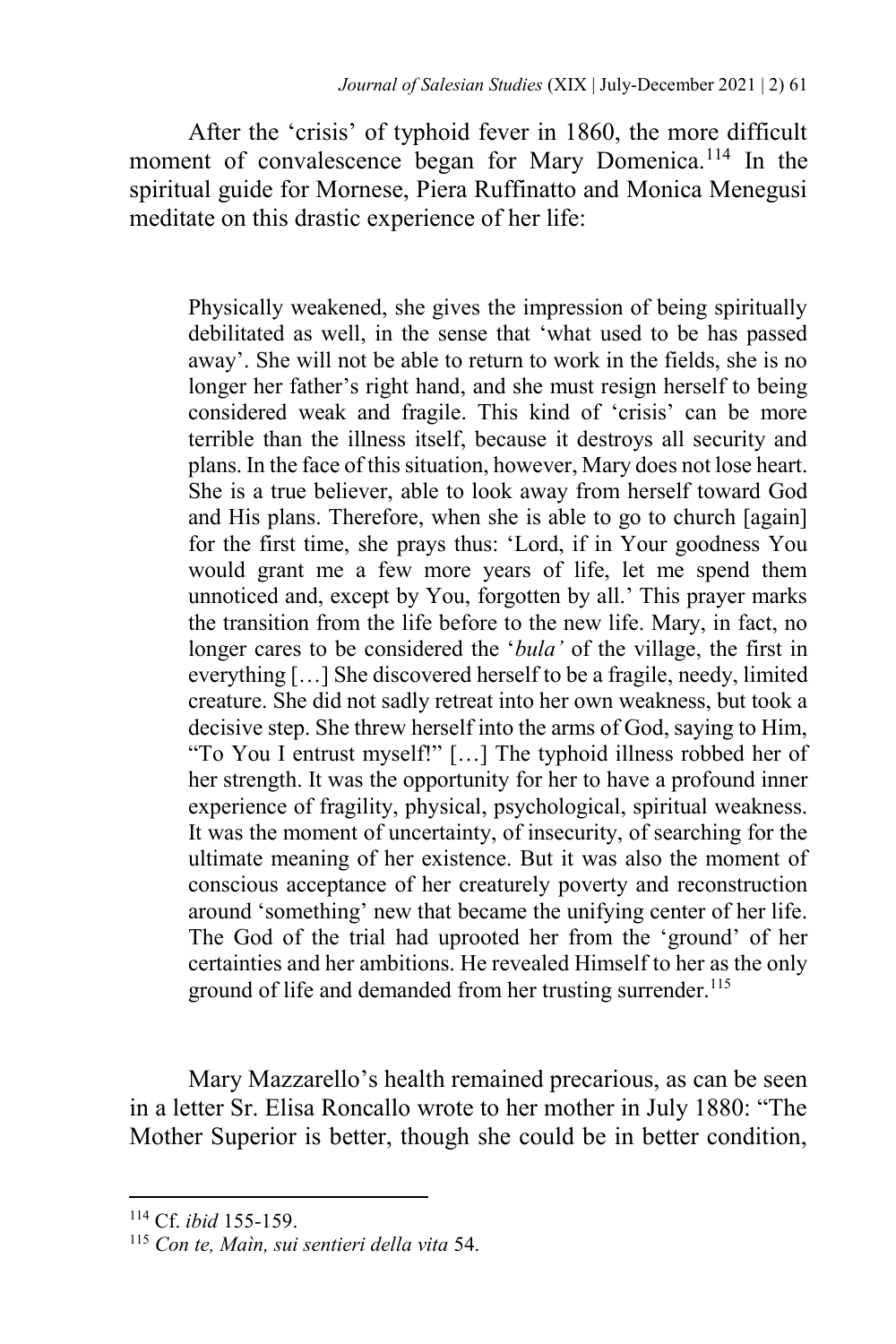After the 'crisis' of typhoid fever in 1860, the more difficult moment of convalescence began for Mary Domenica.[114] In the spiritual guide for Mornese, Piera Ruffinatto and Monica Menegusi meditate on this drastic experience of her life:

> Physically weakened, she gives the impression of being spiritually debilitated as well, in the sense that 'what used to be has passed away'. She will not be able to return to work in the fields, she is no longer her father's right hand, and she must resign herself to being considered weak and fragile. This kind of 'crisis' can be more terrible than the illness itself, because it destroys all security and plans. In the face of this situation, however, Mary does not lose heart. She is a true believer, able to look away from herself toward God and His plans. Therefore, when she is able to go to church [again] for the first time, she prays thus: 'Lord, if in Your goodness You would grant me a few more years of life, let me spend them unnoticed and, except by You, forgotten by all.' This prayer marks the transition from the life before to the new life. Mary, in fact, no longer cares to be considered the '*bula'* of the village, the first in everything […] She discovered herself to be a fragile, needy, limited creature. She did not sadly retreat into her own weakness, but took a decisive step. She threw herself into the arms of God, saying to Him, "To You I entrust myself!" […] The typhoid illness robbed her of her strength. It was the opportunity for her to have a profound inner experience of fragility, physical, psychological, spiritual weakness. It was the moment of uncertainty, of insecurity, of searching for the ultimate meaning of her existence. But it was also the moment of conscious acceptance of her creaturely poverty and reconstruction around 'something' new that became the unifying center of her life. The God of the trial had uprooted her from the 'ground' of her certainties and her ambitions. He revealed Himself to her as the only ground of life and demanded from her trusting surrender.[115]

Mary Mazzarello's health remained precarious, as can be seen in a letter Sr. Elisa Roncallo wrote to her mother in July 1880: "The Mother Superior is better, though she could be in better condition,

---

[114] Cf. *ibid* 155-159.

[115] *Con te, Maìn, sui sentieri della vita* 54.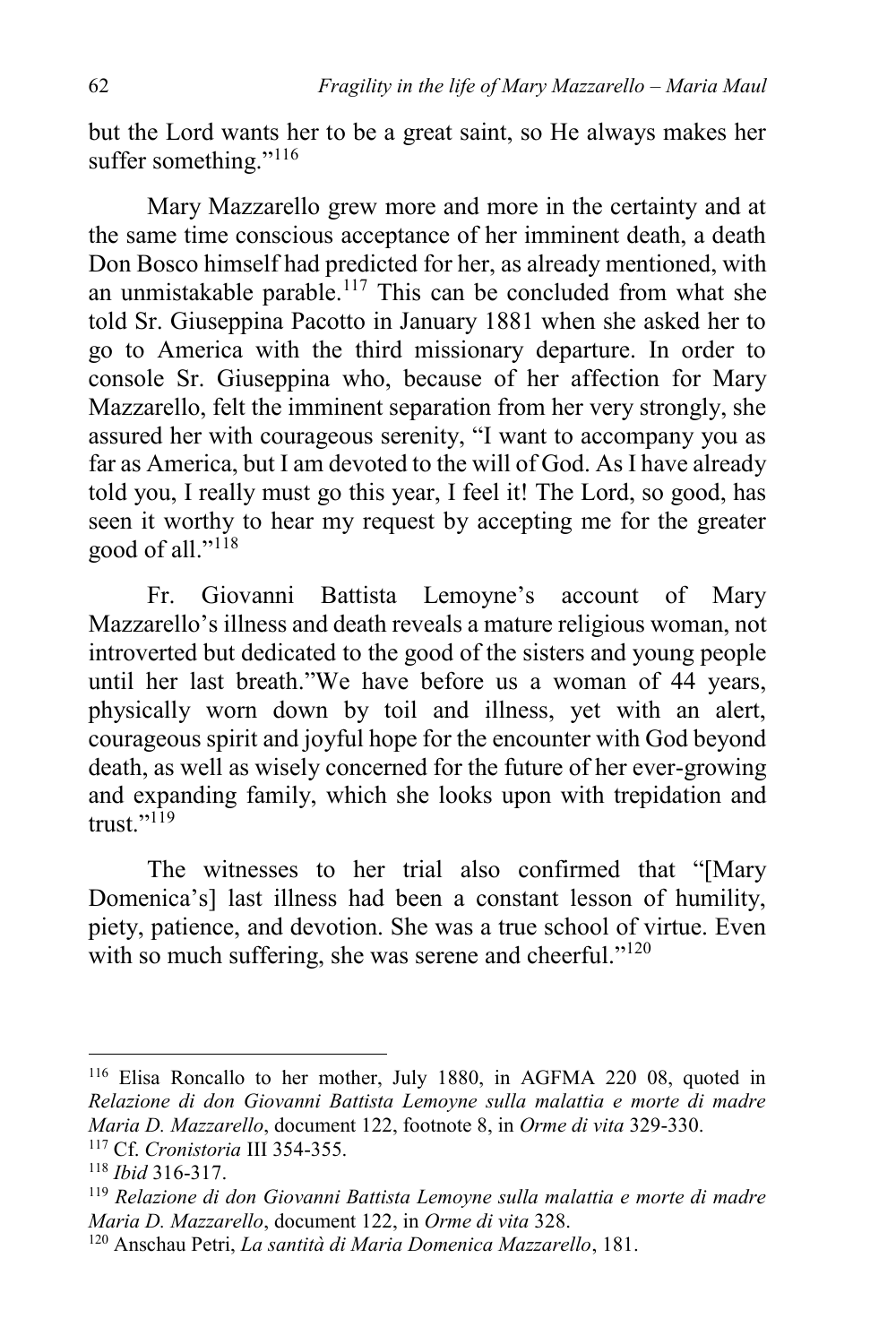but the Lord wants her to be a great saint, so He always makes her suffer something."[116]

Mary Mazzarello grew more and more in the certainty and at the same time conscious acceptance of her imminent death, a death Don Bosco himself had predicted for her, as already mentioned, with an unmistakable parable.[117] This can be concluded from what she told Sr. Giuseppina Pacotto in January 1881 when she asked her to go to America with the third missionary departure. In order to console Sr. Giuseppina who, because of her affection for Mary Mazzarello, felt the imminent separation from her very strongly, she assured her with courageous serenity, "I want to accompany you as far as America, but I am devoted to the will of God. As I have already told you, I really must go this year, I feel it! The Lord, so good, has seen it worthy to hear my request by accepting me for the greater good of all."[118]

Fr. Giovanni Battista Lemoyne's account of Mary Mazzarello's illness and death reveals a mature religious woman, not introverted but dedicated to the good of the sisters and young people until her last breath."We have before us a woman of 44 years, physically worn down by toil and illness, yet with an alert, courageous spirit and joyful hope for the encounter with God beyond death, as well as wisely concerned for the future of her ever-growing and expanding family, which she looks upon with trepidation and trust."[119]

The witnesses to her trial also confirmed that "[Mary Domenica's] last illness had been a constant lesson of humility, piety, patience, and devotion. She was a true school of virtue. Even with so much suffering, she was serene and cheerful."[120]

---

[116] Elisa Roncallo to her mother, July 1880, in AGFMA 220 08, quoted in *Relazione di don Giovanni Battista Lemoyne sulla malattia e morte di madre Maria D. Mazzarello*, document 122, footnote 8, in *Orme di vita* 329-330.

[117] Cf. *Cronistoria* III 354-355.

[118] *Ibid* 316-317.

[119] *Relazione di don Giovanni Battista Lemoyne sulla malattia e morte di madre Maria D. Mazzarello*, document 122, in *Orme di vita* 328.

[120] Anschau Petri, *La santità di Maria Domenica Mazzarello*, 181.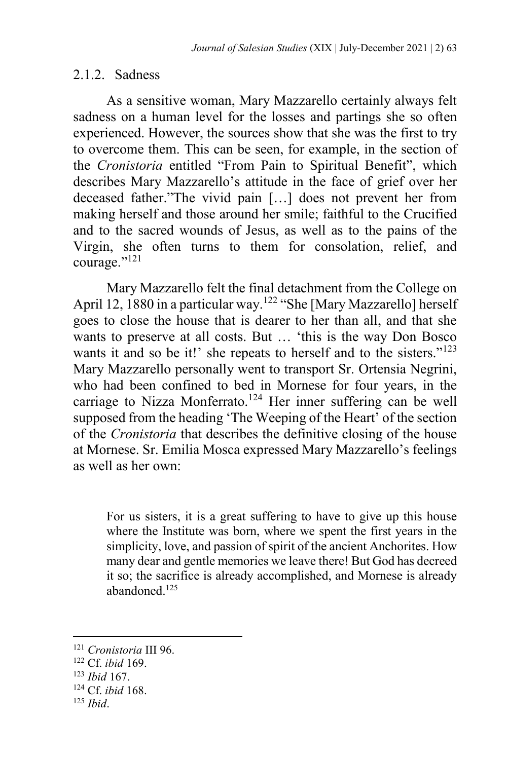### 2.1.2. Sadness

As a sensitive woman, Mary Mazzarello certainly always felt sadness on a human level for the losses and partings she so often experienced. However, the sources show that she was the first to try to overcome them. This can be seen, for example, in the section of the *Cronistoria* entitled "From Pain to Spiritual Benefit", which describes Mary Mazzarello's attitude in the face of grief over her deceased father."The vivid pain […] does not prevent her from making herself and those around her smile; faithful to the Crucified and to the sacred wounds of Jesus, as well as to the pains of the Virgin, she often turns to them for consolation, relief, and courage."[121]

Mary Mazzarello felt the final detachment from the College on April 12, 1880 in a particular way.[122] "She [Mary Mazzarello] herself goes to close the house that is dearer to her than all, and that she wants to preserve at all costs. But … 'this is the way Don Bosco wants it and so be it!' she repeats to herself and to the sisters."[123] Mary Mazzarello personally went to transport Sr. Ortensia Negrini, who had been confined to bed in Mornese for four years, in the carriage to Nizza Monferrato.[124] Her inner suffering can be well supposed from the heading 'The Weeping of the Heart' of the section of the *Cronistoria* that describes the definitive closing of the house at Mornese. Sr. Emilia Mosca expressed Mary Mazzarello's feelings as well as her own:

> For us sisters, it is a great suffering to have to give up this house where the Institute was born, where we spent the first years in the simplicity, love, and passion of spirit of the ancient Anchorites. How many dear and gentle memories we leave there! But God has decreed it so; the sacrifice is already accomplished, and Mornese is already abandoned.[125]

---

[121] *Cronistoria* III 96.

[122] Cf. *ibid* 169.

[123] *Ibid* 167.

[124] Cf. *ibid* 168.

[125] *Ibid*.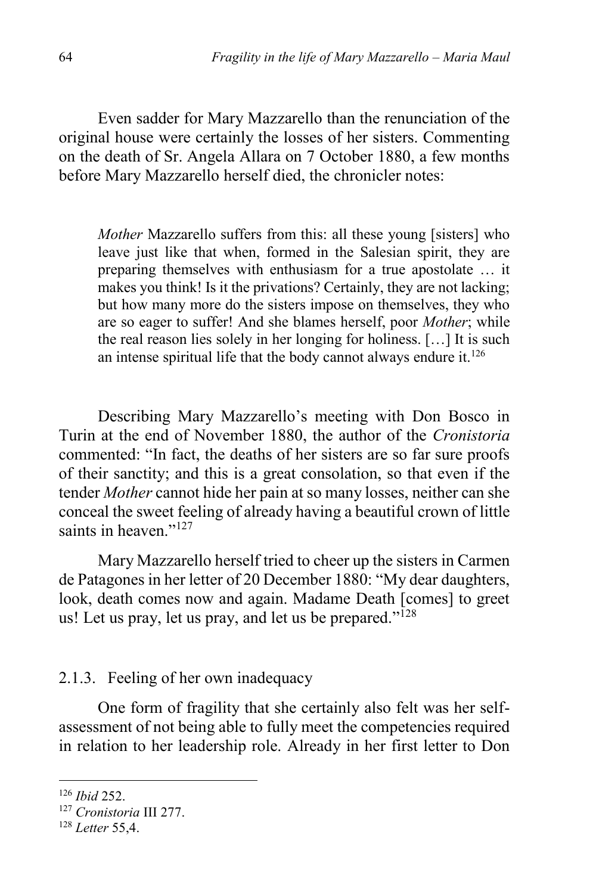Even sadder for Mary Mazzarello than the renunciation of the original house were certainly the losses of her sisters. Commenting on the death of Sr. Angela Allara on 7 October 1880, a few months before Mary Mazzarello herself died, the chronicler notes:

> *Mother* Mazzarello suffers from this: all these young [sisters] who leave just like that when, formed in the Salesian spirit, they are preparing themselves with enthusiasm for a true apostolate … it makes you think! Is it the privations? Certainly, they are not lacking; but how many more do the sisters impose on themselves, they who are so eager to suffer! And she blames herself, poor *Mother*; while the real reason lies solely in her longing for holiness. […] It is such an intense spiritual life that the body cannot always endure it.[126]

Describing Mary Mazzarello's meeting with Don Bosco in Turin at the end of November 1880, the author of the *Cronistoria* commented: "In fact, the deaths of her sisters are so far sure proofs of their sanctity; and this is a great consolation, so that even if the tender *Mother* cannot hide her pain at so many losses, neither can she conceal the sweet feeling of already having a beautiful crown of little saints in heaven."[127]

Mary Mazzarello herself tried to cheer up the sisters in Carmen de Patagones in her letter of 20 December 1880: "My dear daughters, look, death comes now and again. Madame Death [comes] to greet us! Let us pray, let us pray, and let us be prepared."[128]

### 2.1.3. Feeling of her own inadequacy

One form of fragility that she certainly also felt was her self-assessment of not being able to fully meet the competencies required in relation to her leadership role. Already in her first letter to Don

---

[126] *Ibid* 252.

[127] *Cronistoria* III 277.

[128] *Letter* 55,4.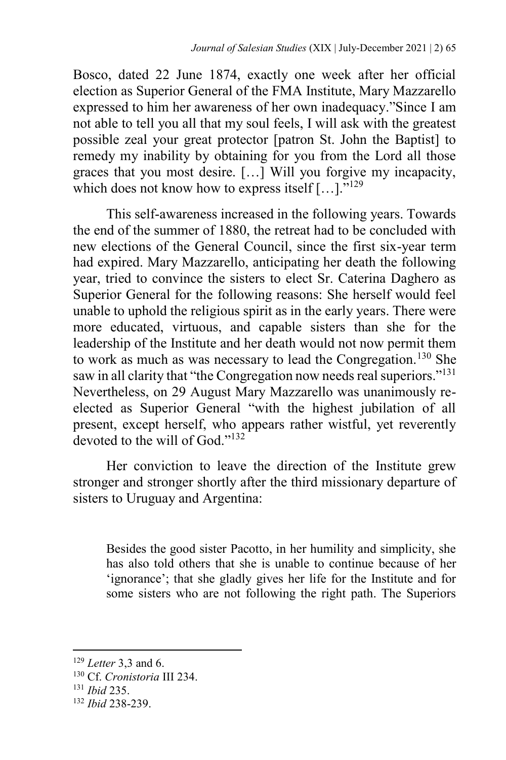Bosco, dated 22 June 1874, exactly one week after her official election as Superior General of the FMA Institute, Mary Mazzarello expressed to him her awareness of her own inadequacy."Since I am not able to tell you all that my soul feels, I will ask with the greatest possible zeal your great protector [patron St. John the Baptist] to remedy my inability by obtaining for you from the Lord all those graces that you most desire. […] Will you forgive my incapacity, which does not know how to express itself […]."[129]

This self-awareness increased in the following years. Towards the end of the summer of 1880, the retreat had to be concluded with new elections of the General Council, since the first six-year term had expired. Mary Mazzarello, anticipating her death the following year, tried to convince the sisters to elect Sr. Caterina Daghero as Superior General for the following reasons: She herself would feel unable to uphold the religious spirit as in the early years. There were more educated, virtuous, and capable sisters than she for the leadership of the Institute and her death would not now permit them to work as much as was necessary to lead the Congregation.[130] She saw in all clarity that "the Congregation now needs real superiors."[131] Nevertheless, on 29 August Mary Mazzarello was unanimously re-elected as Superior General "with the highest jubilation of all present, except herself, who appears rather wistful, yet reverently devoted to the will of God."[132]

Her conviction to leave the direction of the Institute grew stronger and stronger shortly after the third missionary departure of sisters to Uruguay and Argentina:

> Besides the good sister Pacotto, in her humility and simplicity, she has also told others that she is unable to continue because of her 'ignorance'; that she gladly gives her life for the Institute and for some sisters who are not following the right path. The Superiors

---

[129] *Letter* 3,3 and 6.

[130] Cf. *Cronistoria* III 234.

[131] *Ibid* 235.

[132] *Ibid* 238-239.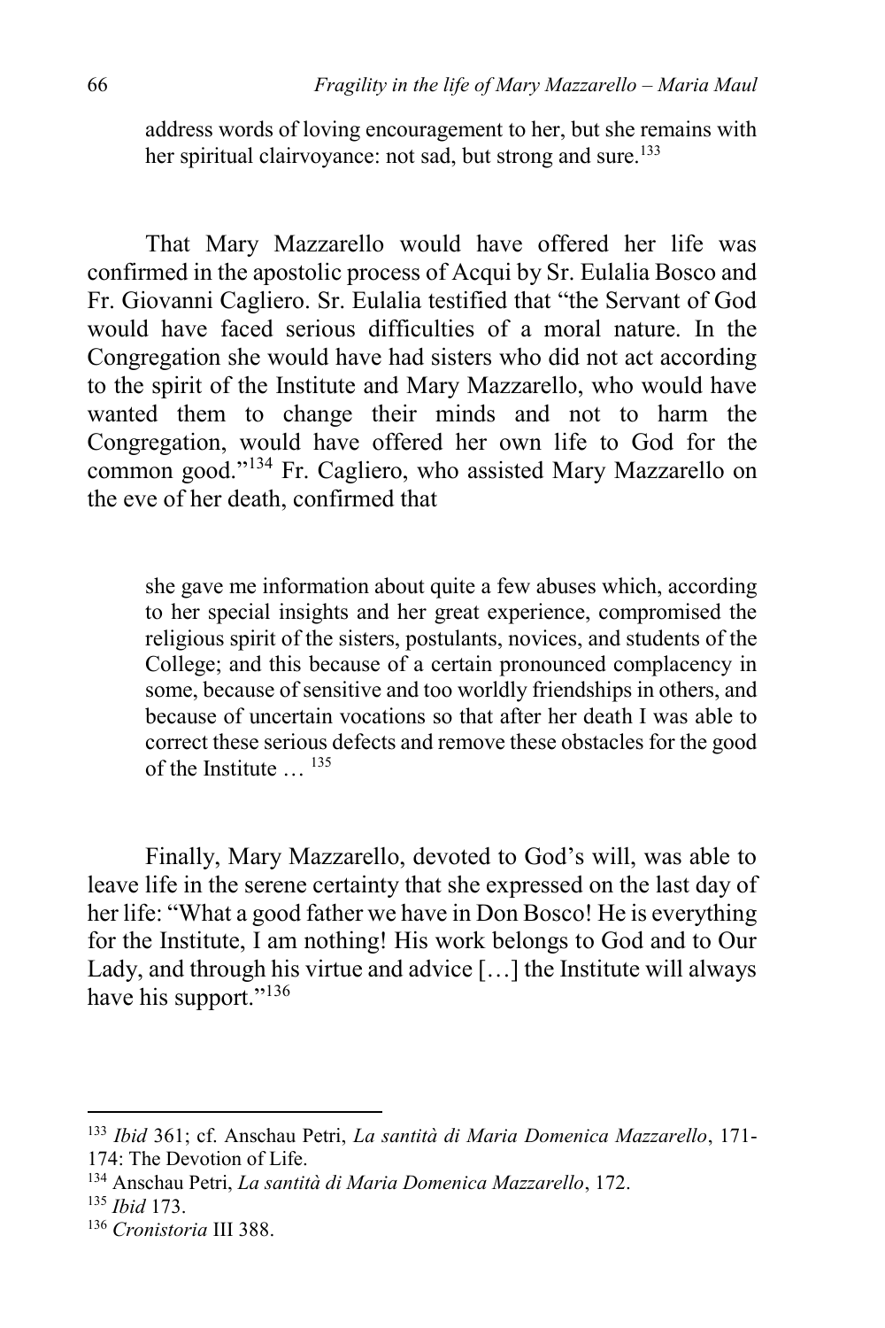> address words of loving encouragement to her, but she remains with her spiritual clairvoyance: not sad, but strong and sure.[133]

That Mary Mazzarello would have offered her life was confirmed in the apostolic process of Acqui by Sr. Eulalia Bosco and Fr. Giovanni Cagliero. Sr. Eulalia testified that "the Servant of God would have faced serious difficulties of a moral nature. In the Congregation she would have had sisters who did not act according to the spirit of the Institute and Mary Mazzarello, who would have wanted them to change their minds and not to harm the Congregation, would have offered her own life to God for the common good."[134] Fr. Cagliero, who assisted Mary Mazzarello on the eve of her death, confirmed that

> she gave me information about quite a few abuses which, according to her special insights and her great experience, compromised the religious spirit of the sisters, postulants, novices, and students of the College; and this because of a certain pronounced complacency in some, because of sensitive and too worldly friendships in others, and because of uncertain vocations so that after her death I was able to correct these serious defects and remove these obstacles for the good of the Institute … [135]

Finally, Mary Mazzarello, devoted to God's will, was able to leave life in the serene certainty that she expressed on the last day of her life: "What a good father we have in Don Bosco! He is everything for the Institute, I am nothing! His work belongs to God and to Our Lady, and through his virtue and advice […] the Institute will always have his support."[136]

---

[133] *Ibid* 361; cf. Anschau Petri, *La santità di Maria Domenica Mazzarello*, 171-174: The Devotion of Life.

[134] Anschau Petri, *La santità di Maria Domenica Mazzarello*, 172.

[135] *Ibid* 173.

[136] *Cronistoria* III 388.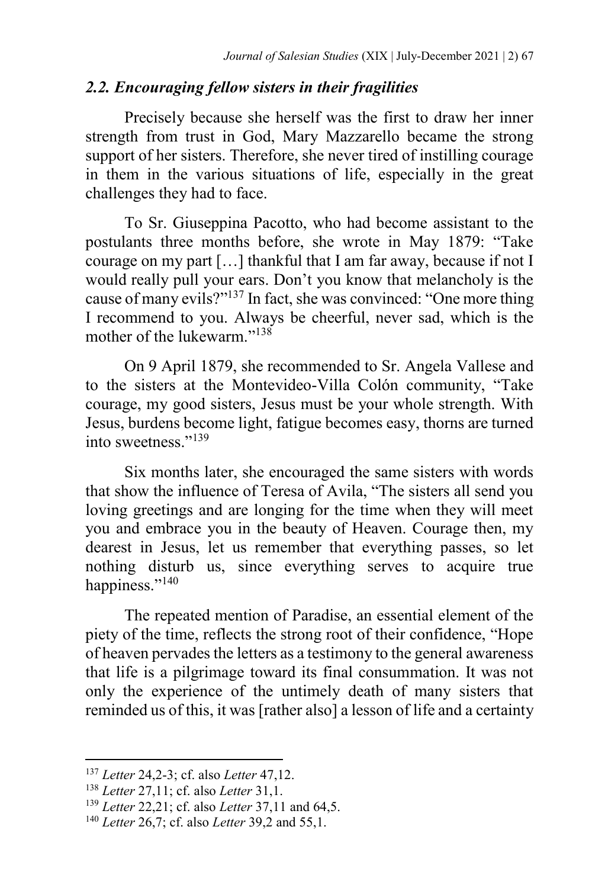### *2.2. Encouraging fellow sisters in their fragilities*

Precisely because she herself was the first to draw her inner strength from trust in God, Mary Mazzarello became the strong support of her sisters. Therefore, she never tired of instilling courage in them in the various situations of life, especially in the great challenges they had to face.

To Sr. Giuseppina Pacotto, who had become assistant to the postulants three months before, she wrote in May 1879: "Take courage on my part […] thankful that I am far away, because if not I would really pull your ears. Don't you know that melancholy is the cause of many evils?"[137] In fact, she was convinced: "One more thing I recommend to you. Always be cheerful, never sad, which is the mother of the lukewarm."[138]

On 9 April 1879, she recommended to Sr. Angela Vallese and to the sisters at the Montevideo-Villa Colón community, "Take courage, my good sisters, Jesus must be your whole strength. With Jesus, burdens become light, fatigue becomes easy, thorns are turned into sweetness."[139]

Six months later, she encouraged the same sisters with words that show the influence of Teresa of Avila, "The sisters all send you loving greetings and are longing for the time when they will meet you and embrace you in the beauty of Heaven. Courage then, my dearest in Jesus, let us remember that everything passes, so let nothing disturb us, since everything serves to acquire true happiness."[140]

The repeated mention of Paradise, an essential element of the piety of the time, reflects the strong root of their confidence, "Hope of heaven pervades the letters as a testimony to the general awareness that life is a pilgrimage toward its final consummation. It was not only the experience of the untimely death of many sisters that reminded us of this, it was [rather also] a lesson of life and a certainty

---

[137] *Letter* 24,2-3; cf. also *Letter* 47,12.

[138] *Letter* 27,11; cf. also *Letter* 31,1.

[139] *Letter* 22,21; cf. also *Letter* 37,11 and 64,5.

[140] *Letter* 26,7; cf. also *Letter* 39,2 and 55,1.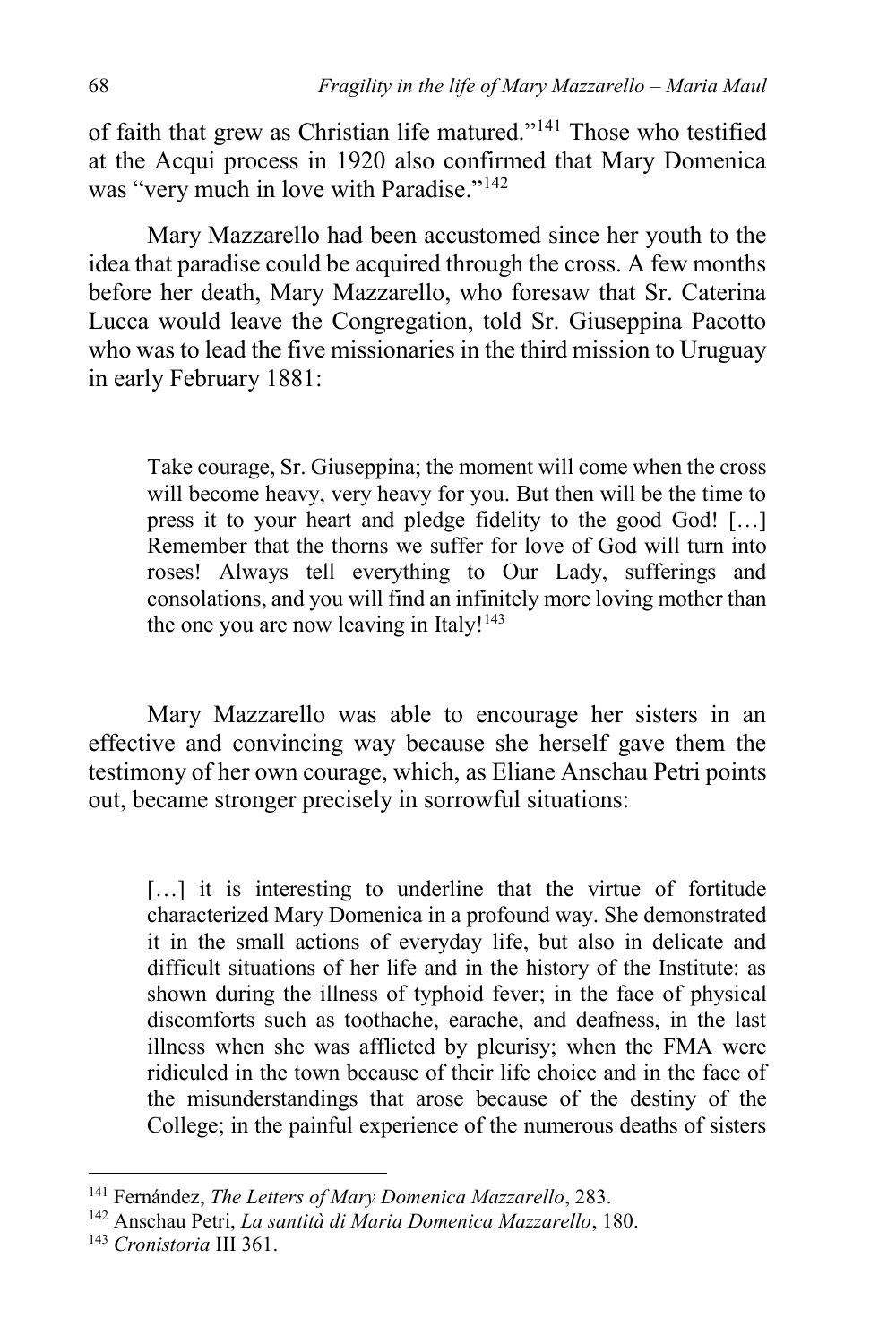of faith that grew as Christian life matured."[141] Those who testified at the Acqui process in 1920 also confirmed that Mary Domenica was "very much in love with Paradise."[142]

Mary Mazzarello had been accustomed since her youth to the idea that paradise could be acquired through the cross. A few months before her death, Mary Mazzarello, who foresaw that Sr. Caterina Lucca would leave the Congregation, told Sr. Giuseppina Pacotto who was to lead the five missionaries in the third mission to Uruguay in early February 1881:

> Take courage, Sr. Giuseppina; the moment will come when the cross will become heavy, very heavy for you. But then will be the time to press it to your heart and pledge fidelity to the good God! […] Remember that the thorns we suffer for love of God will turn into roses! Always tell everything to Our Lady, sufferings and consolations, and you will find an infinitely more loving mother than the one you are now leaving in Italy![143]

Mary Mazzarello was able to encourage her sisters in an effective and convincing way because she herself gave them the testimony of her own courage, which, as Eliane Anschau Petri points out, became stronger precisely in sorrowful situations:

> […] it is interesting to underline that the virtue of fortitude characterized Mary Domenica in a profound way. She demonstrated it in the small actions of everyday life, but also in delicate and difficult situations of her life and in the history of the Institute: as shown during the illness of typhoid fever; in the face of physical discomforts such as toothache, earache, and deafness, in the last illness when she was afflicted by pleurisy; when the FMA were ridiculed in the town because of their life choice and in the face of the misunderstandings that arose because of the destiny of the College; in the painful experience of the numerous deaths of sisters

[141] Fernández, *The Letters of Mary Domenica Mazzarello*, 283.

[142] Anschau Petri, *La santità di Maria Domenica Mazzarello*, 180.

[143] *Cronistoria* III 361.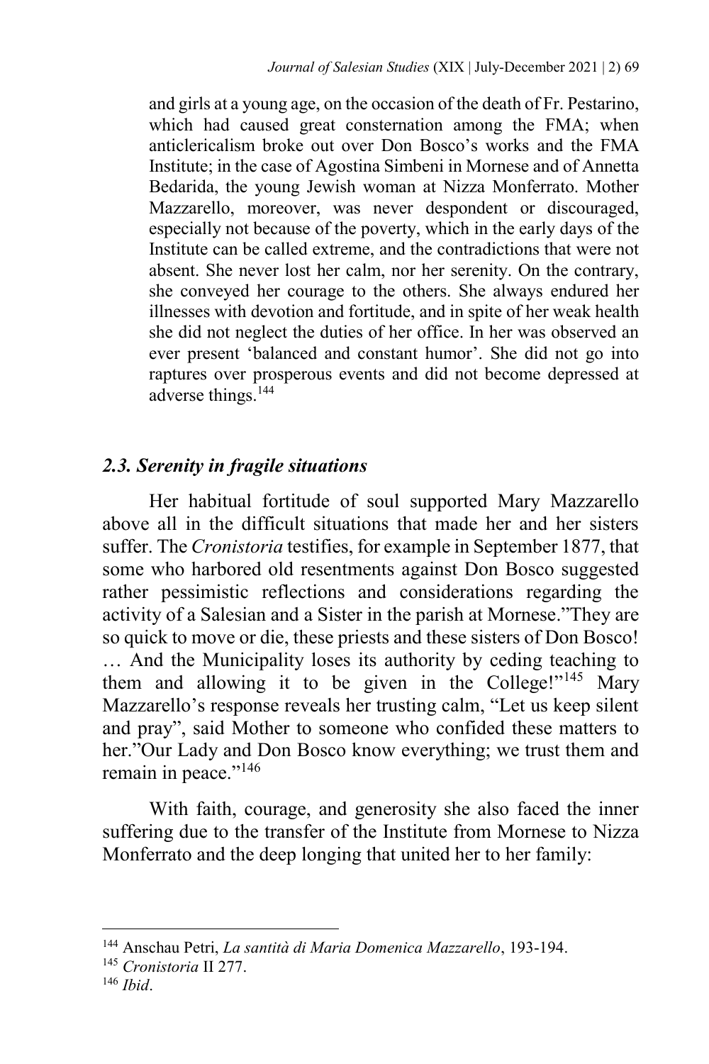and girls at a young age, on the occasion of the death of Fr. Pestarino, which had caused great consternation among the FMA; when anticlericalism broke out over Don Bosco's works and the FMA Institute; in the case of Agostina Simbeni in Mornese and of Annetta Bedarida, the young Jewish woman at Nizza Monferrato. Mother Mazzarello, moreover, was never despondent or discouraged, especially not because of the poverty, which in the early days of the Institute can be called extreme, and the contradictions that were not absent. She never lost her calm, nor her serenity. On the contrary, she conveyed her courage to the others. She always endured her illnesses with devotion and fortitude, and in spite of her weak health she did not neglect the duties of her office. In her was observed an ever present 'balanced and constant humor'. She did not go into raptures over prosperous events and did not become depressed at adverse things.[144]

### *2.3. Serenity in fragile situations*

Her habitual fortitude of soul supported Mary Mazzarello above all in the difficult situations that made her and her sisters suffer. The *Cronistoria* testifies, for example in September 1877, that some who harbored old resentments against Don Bosco suggested rather pessimistic reflections and considerations regarding the activity of a Salesian and a Sister in the parish at Mornese."They are so quick to move or die, these priests and these sisters of Don Bosco! … And the Municipality loses its authority by ceding teaching to them and allowing it to be given in the College!"[145] Mary Mazzarello's response reveals her trusting calm, "Let us keep silent and pray", said Mother to someone who confided these matters to her."Our Lady and Don Bosco know everything; we trust them and remain in peace."[146]

With faith, courage, and generosity she also faced the inner suffering due to the transfer of the Institute from Mornese to Nizza Monferrato and the deep longing that united her to her family:

---

[144] Anschau Petri, *La santità di Maria Domenica Mazzarello*, 193-194.

[145] *Cronistoria* II 277.

[146] *Ibid*.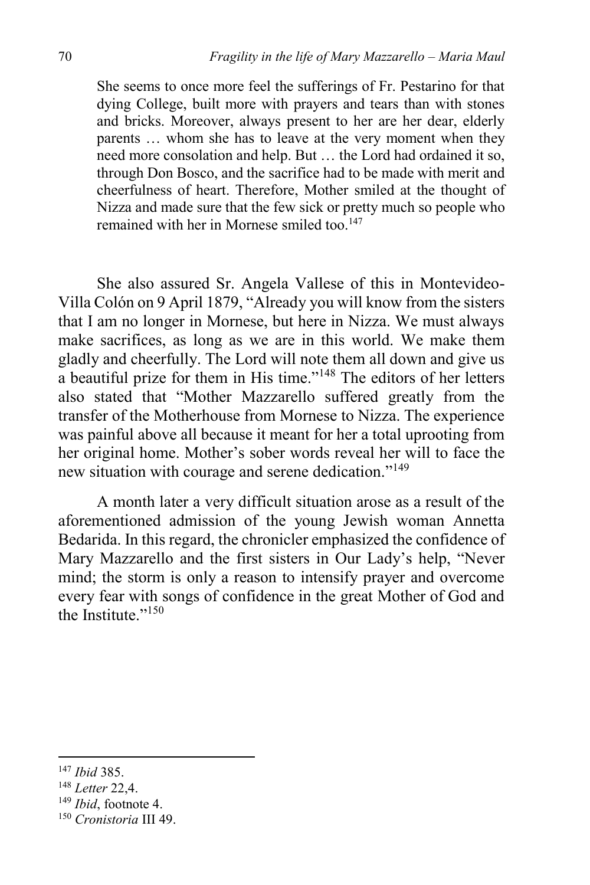> She seems to once more feel the sufferings of Fr. Pestarino for that dying College, built more with prayers and tears than with stones and bricks. Moreover, always present to her are her dear, elderly parents … whom she has to leave at the very moment when they need more consolation and help. But … the Lord had ordained it so, through Don Bosco, and the sacrifice had to be made with merit and cheerfulness of heart. Therefore, Mother smiled at the thought of Nizza and made sure that the few sick or pretty much so people who remained with her in Mornese smiled too.[147]

She also assured Sr. Angela Vallese of this in Montevideo-Villa Colón on 9 April 1879, "Already you will know from the sisters that I am no longer in Mornese, but here in Nizza. We must always make sacrifices, as long as we are in this world. We make them gladly and cheerfully. The Lord will note them all down and give us a beautiful prize for them in His time."[148] The editors of her letters also stated that "Mother Mazzarello suffered greatly from the transfer of the Motherhouse from Mornese to Nizza. The experience was painful above all because it meant for her a total uprooting from her original home. Mother's sober words reveal her will to face the new situation with courage and serene dedication."[149]

A month later a very difficult situation arose as a result of the aforementioned admission of the young Jewish woman Annetta Bedarida. In this regard, the chronicler emphasized the confidence of Mary Mazzarello and the first sisters in Our Lady's help, "Never mind; the storm is only a reason to intensify prayer and overcome every fear with songs of confidence in the great Mother of God and the Institute."[150]

---

[147] *Ibid* 385.

[148] *Letter* 22,4.

[149] *Ibid*, footnote 4.

[150] *Cronistoria* III 49.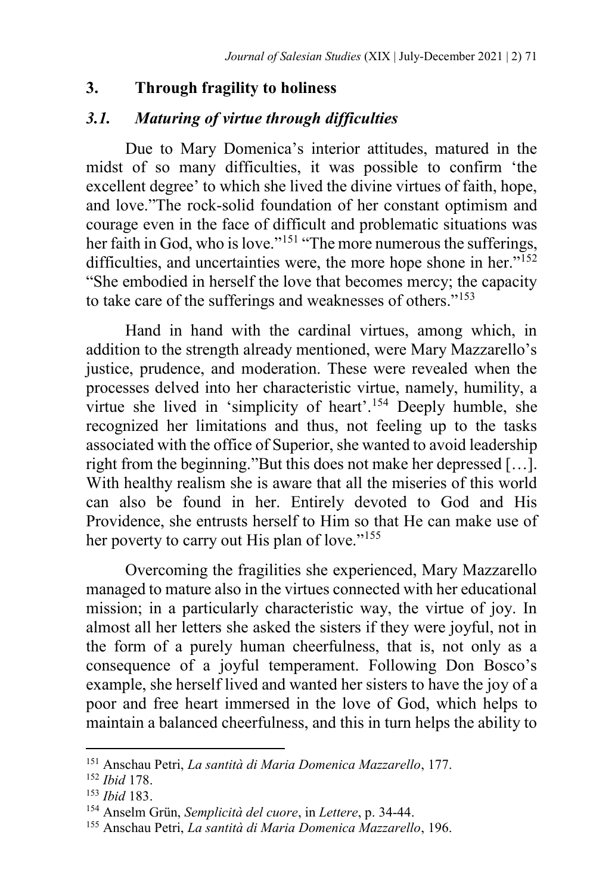## 3. Through fragility to holiness

### *3.1. Maturing of virtue through difficulties*

Due to Mary Domenica's interior attitudes, matured in the midst of so many difficulties, it was possible to confirm 'the excellent degree' to which she lived the divine virtues of faith, hope, and love."The rock-solid foundation of her constant optimism and courage even in the face of difficult and problematic situations was her faith in God, who is love."[151] "The more numerous the sufferings, difficulties, and uncertainties were, the more hope shone in her."[152] "She embodied in herself the love that becomes mercy; the capacity to take care of the sufferings and weaknesses of others."[153]

Hand in hand with the cardinal virtues, among which, in addition to the strength already mentioned, were Mary Mazzarello's justice, prudence, and moderation. These were revealed when the processes delved into her characteristic virtue, namely, humility, a virtue she lived in 'simplicity of heart'.[154] Deeply humble, she recognized her limitations and thus, not feeling up to the tasks associated with the office of Superior, she wanted to avoid leadership right from the beginning."But this does not make her depressed […]. With healthy realism she is aware that all the miseries of this world can also be found in her. Entirely devoted to God and His Providence, she entrusts herself to Him so that He can make use of her poverty to carry out His plan of love."[155]

Overcoming the fragilities she experienced, Mary Mazzarello managed to mature also in the virtues connected with her educational mission; in a particularly characteristic way, the virtue of joy. In almost all her letters she asked the sisters if they were joyful, not in the form of a purely human cheerfulness, that is, not only as a consequence of a joyful temperament. Following Don Bosco's example, she herself lived and wanted her sisters to have the joy of a poor and free heart immersed in the love of God, which helps to maintain a balanced cheerfulness, and this in turn helps the ability to

---

[151] Anschau Petri, *La santità di Maria Domenica Mazzarello*, 177.

[152] *Ibid* 178.

[153] *Ibid* 183.

[154] Anselm Grün, *Semplicità del cuore*, in *Lettere*, p. 34-44.

[155] Anschau Petri, *La santità di Maria Domenica Mazzarello*, 196.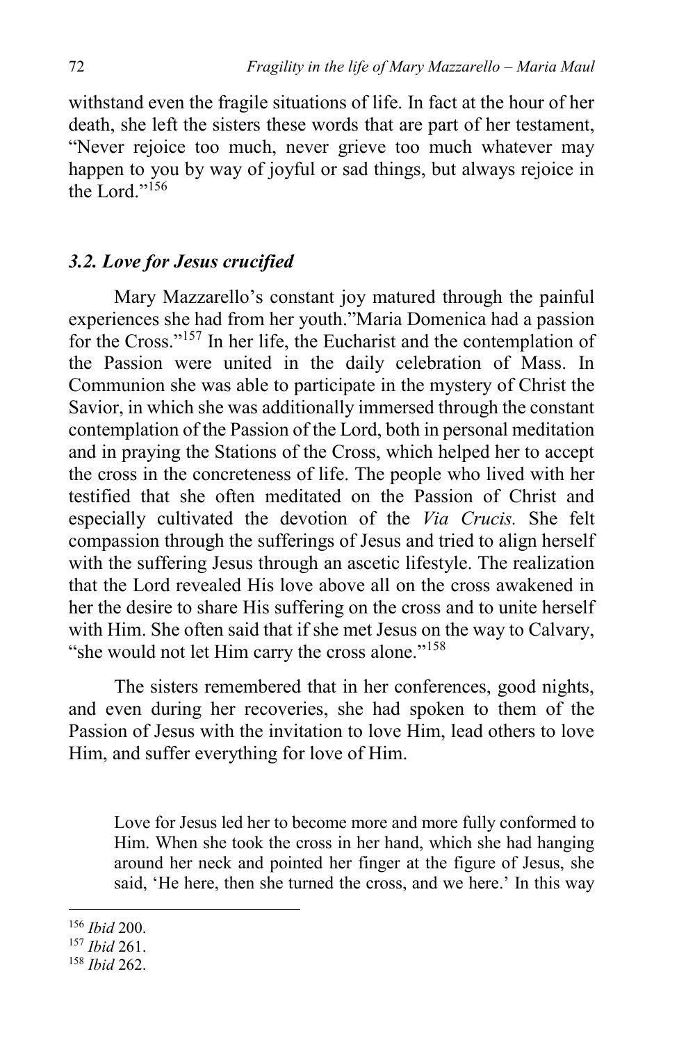withstand even the fragile situations of life. In fact at the hour of her death, she left the sisters these words that are part of her testament, "Never rejoice too much, never grieve too much whatever may happen to you by way of joyful or sad things, but always rejoice in the Lord."[156]

### *3.2. Love for Jesus crucified*

Mary Mazzarello's constant joy matured through the painful experiences she had from her youth."Maria Domenica had a passion for the Cross."[157] In her life, the Eucharist and the contemplation of the Passion were united in the daily celebration of Mass. In Communion she was able to participate in the mystery of Christ the Savior, in which she was additionally immersed through the constant contemplation of the Passion of the Lord, both in personal meditation and in praying the Stations of the Cross, which helped her to accept the cross in the concreteness of life. The people who lived with her testified that she often meditated on the Passion of Christ and especially cultivated the devotion of the *Via Crucis.* She felt compassion through the sufferings of Jesus and tried to align herself with the suffering Jesus through an ascetic lifestyle. The realization that the Lord revealed His love above all on the cross awakened in her the desire to share His suffering on the cross and to unite herself with Him. She often said that if she met Jesus on the way to Calvary, "she would not let Him carry the cross alone."[158]

The sisters remembered that in her conferences, good nights, and even during her recoveries, she had spoken to them of the Passion of Jesus with the invitation to love Him, lead others to love Him, and suffer everything for love of Him.

> Love for Jesus led her to become more and more fully conformed to Him. When she took the cross in her hand, which she had hanging around her neck and pointed her finger at the figure of Jesus, she said, 'He here, then she turned the cross, and we here.' In this way

[156] *Ibid* 200.
[157] *Ibid* 261.
[158] *Ibid* 262.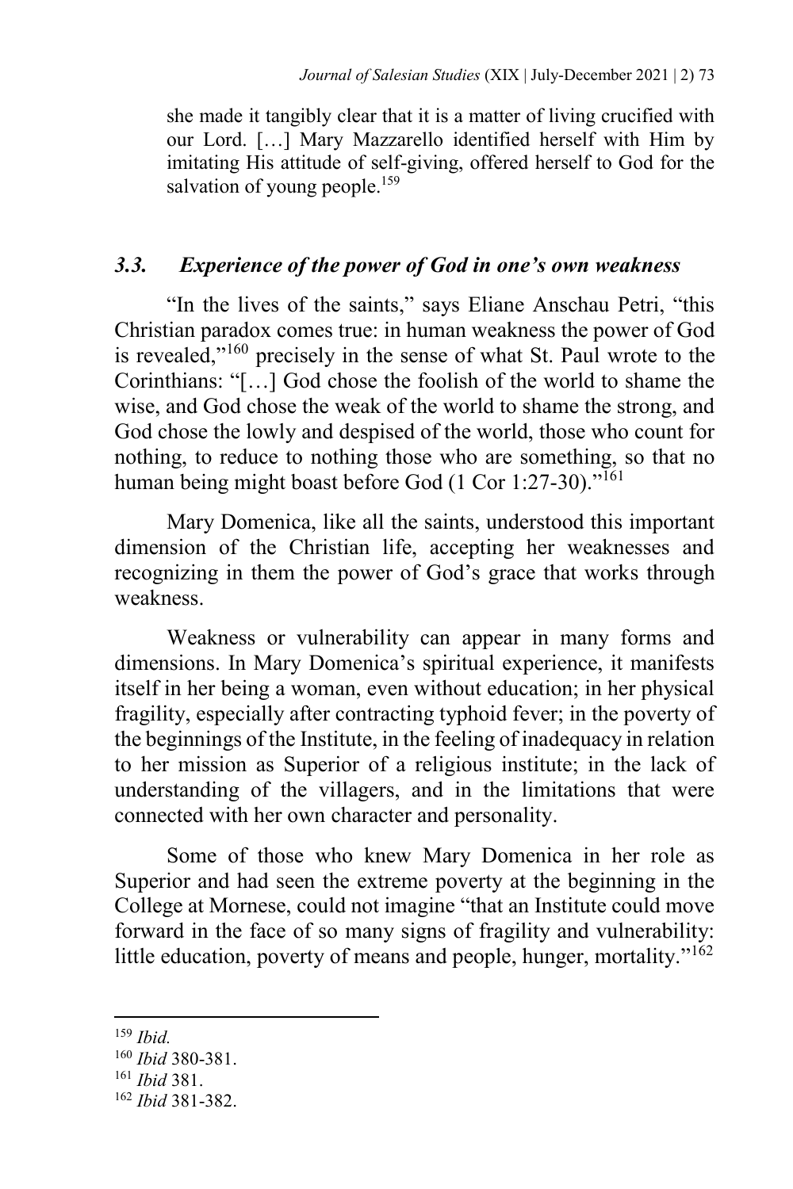she made it tangibly clear that it is a matter of living crucified with our Lord. […] Mary Mazzarello identified herself with Him by imitating His attitude of self-giving, offered herself to God for the salvation of young people.[159]

### *3.3. Experience of the power of God in one's own weakness*

"In the lives of the saints," says Eliane Anschau Petri, "this Christian paradox comes true: in human weakness the power of God is revealed,"[160] precisely in the sense of what St. Paul wrote to the Corinthians: "[…] God chose the foolish of the world to shame the wise, and God chose the weak of the world to shame the strong, and God chose the lowly and despised of the world, those who count for nothing, to reduce to nothing those who are something, so that no human being might boast before God (1 Cor 1:27-30)."[161]

Mary Domenica, like all the saints, understood this important dimension of the Christian life, accepting her weaknesses and recognizing in them the power of God's grace that works through weakness.

Weakness or vulnerability can appear in many forms and dimensions. In Mary Domenica's spiritual experience, it manifests itself in her being a woman, even without education; in her physical fragility, especially after contracting typhoid fever; in the poverty of the beginnings of the Institute, in the feeling of inadequacy in relation to her mission as Superior of a religious institute; in the lack of understanding of the villagers, and in the limitations that were connected with her own character and personality.

Some of those who knew Mary Domenica in her role as Superior and had seen the extreme poverty at the beginning in the College at Mornese, could not imagine "that an Institute could move forward in the face of so many signs of fragility and vulnerability: little education, poverty of means and people, hunger, mortality."[162]

---

[159] *Ibid.*

[160] *Ibid* 380-381.

[161] *Ibid* 381.

[162] *Ibid* 381-382.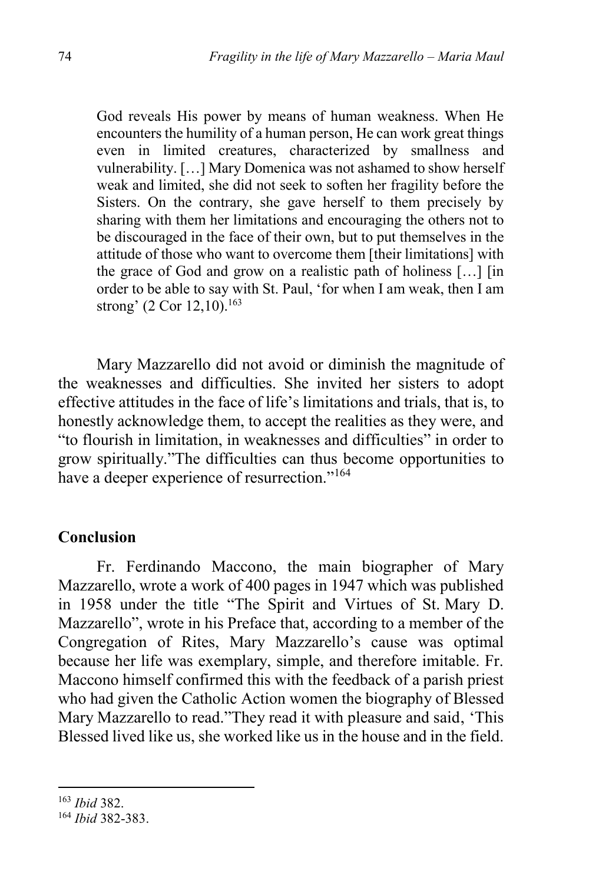> God reveals His power by means of human weakness. When He encounters the humility of a human person, He can work great things even in limited creatures, characterized by smallness and vulnerability. […] Mary Domenica was not ashamed to show herself weak and limited, she did not seek to soften her fragility before the Sisters. On the contrary, she gave herself to them precisely by sharing with them her limitations and encouraging the others not to be discouraged in the face of their own, but to put themselves in the attitude of those who want to overcome them [their limitations] with the grace of God and grow on a realistic path of holiness […] [in order to be able to say with St. Paul, 'for when I am weak, then I am strong' (2 Cor 12,10).[163]

Mary Mazzarello did not avoid or diminish the magnitude of the weaknesses and difficulties. She invited her sisters to adopt effective attitudes in the face of life's limitations and trials, that is, to honestly acknowledge them, to accept the realities as they were, and "to flourish in limitation, in weaknesses and difficulties" in order to grow spiritually."The difficulties can thus become opportunities to have a deeper experience of resurrection."[164]

## Conclusion

Fr. Ferdinando Maccono, the main biographer of Mary Mazzarello, wrote a work of 400 pages in 1947 which was published in 1958 under the title "The Spirit and Virtues of St. Mary D. Mazzarello", wrote in his Preface that, according to a member of the Congregation of Rites, Mary Mazzarello's cause was optimal because her life was exemplary, simple, and therefore imitable. Fr. Maccono himself confirmed this with the feedback of a parish priest who had given the Catholic Action women the biography of Blessed Mary Mazzarello to read."They read it with pleasure and said, 'This Blessed lived like us, she worked like us in the house and in the field.

---

[163] *Ibid* 382.

[164] *Ibid* 382-383.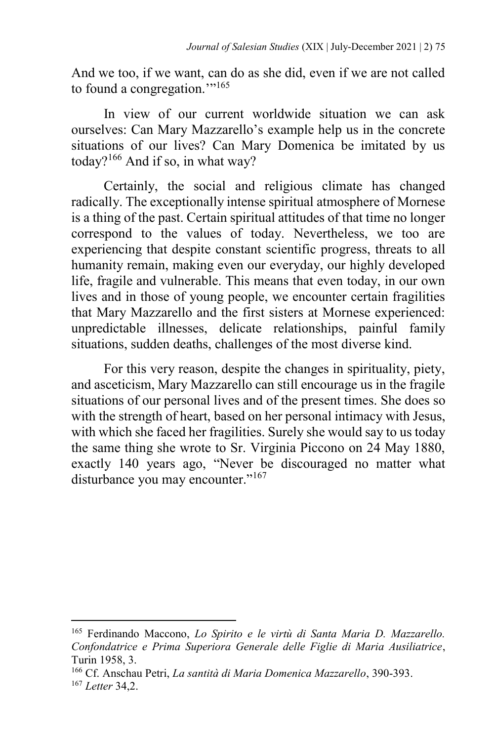And we too, if we want, can do as she did, even if we are not called to found a congregation.'"[165]

In view of our current worldwide situation we can ask ourselves: Can Mary Mazzarello's example help us in the concrete situations of our lives? Can Mary Domenica be imitated by us today?[166] And if so, in what way?

Certainly, the social and religious climate has changed radically. The exceptionally intense spiritual atmosphere of Mornese is a thing of the past. Certain spiritual attitudes of that time no longer correspond to the values of today. Nevertheless, we too are experiencing that despite constant scientific progress, threats to all humanity remain, making even our everyday, our highly developed life, fragile and vulnerable. This means that even today, in our own lives and in those of young people, we encounter certain fragilities that Mary Mazzarello and the first sisters at Mornese experienced: unpredictable illnesses, delicate relationships, painful family situations, sudden deaths, challenges of the most diverse kind.

For this very reason, despite the changes in spirituality, piety, and asceticism, Mary Mazzarello can still encourage us in the fragile situations of our personal lives and of the present times. She does so with the strength of heart, based on her personal intimacy with Jesus, with which she faced her fragilities. Surely she would say to us today the same thing she wrote to Sr. Virginia Piccono on 24 May 1880, exactly 140 years ago, "Never be discouraged no matter what disturbance you may encounter."[167]

---

[165] Ferdinando Maccono, *Lo Spirito e le virtù di Santa Maria D. Mazzarello. Confondatrice e Prima Superiora Generale delle Figlie di Maria Ausiliatrice*, Turin 1958, 3.

[166] Cf. Anschau Petri, *La santità di Maria Domenica Mazzarello*, 390-393.

[167] *Letter* 34,2.